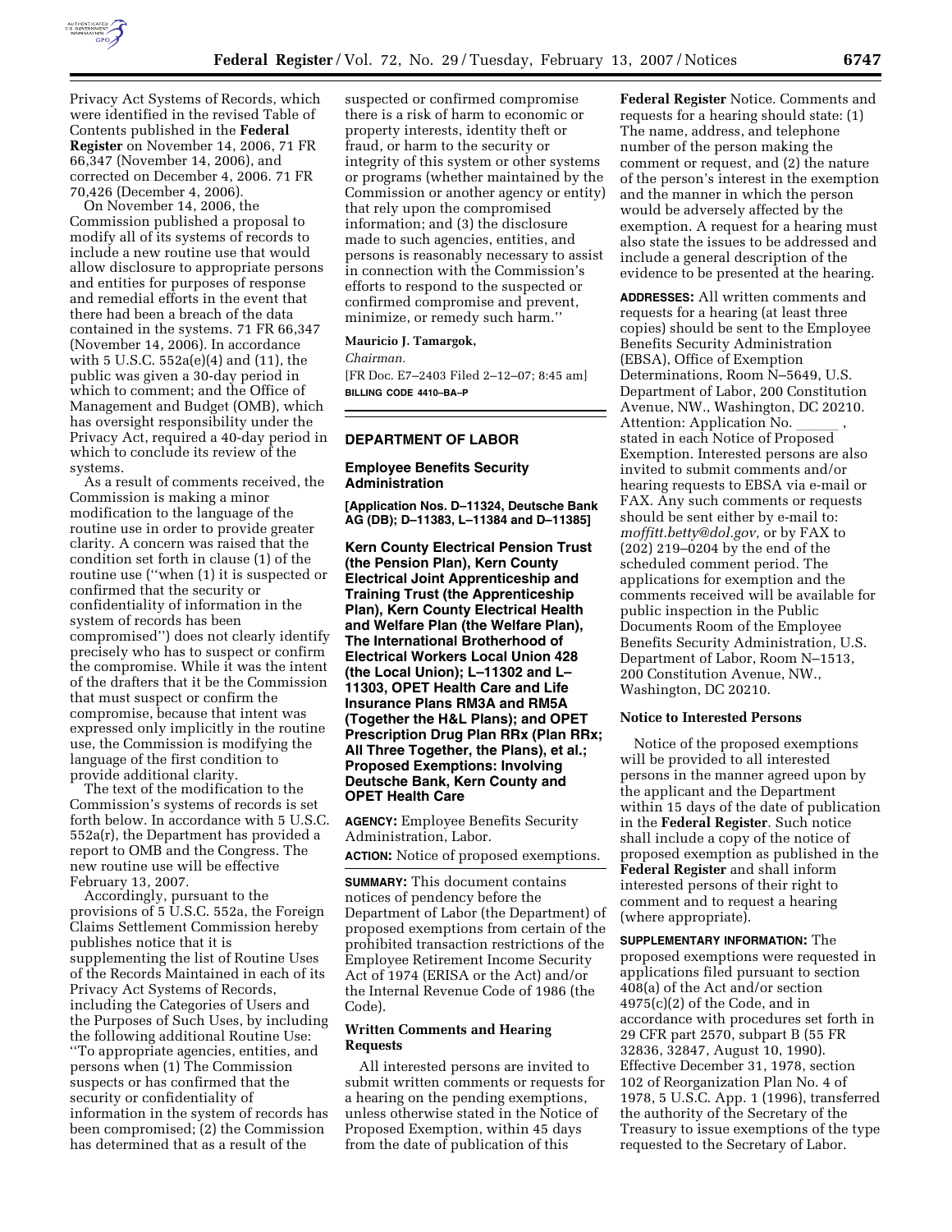Privacy Act Systems of Records, which were identified in the revised Table of Contents published in the **Federal Register** on November 14, 2006, 71 FR 66,347 (November 14, 2006), and corrected on December 4, 2006. 71 FR 70,426 (December 4, 2006).

On November 14, 2006, the Commission published a proposal to modify all of its systems of records to include a new routine use that would allow disclosure to appropriate persons and entities for purposes of response and remedial efforts in the event that there had been a breach of the data contained in the systems. 71 FR 66,347 (November 14, 2006). In accordance with 5 U.S.C. 552a(e)(4) and (11), the public was given a 30-day period in which to comment; and the Office of Management and Budget (OMB), which has oversight responsibility under the Privacy Act, required a 40-day period in which to conclude its review of the systems.

As a result of comments received, the Commission is making a minor modification to the language of the routine use in order to provide greater clarity. A concern was raised that the condition set forth in clause (1) of the routine use (''when (1) it is suspected or confirmed that the security or confidentiality of information in the system of records has been compromised'') does not clearly identify precisely who has to suspect or confirm the compromise. While it was the intent of the drafters that it be the Commission that must suspect or confirm the compromise, because that intent was expressed only implicitly in the routine use, the Commission is modifying the language of the first condition to provide additional clarity.

The text of the modification to the Commission's systems of records is set forth below. In accordance with 5 U.S.C. 552a(r), the Department has provided a report to OMB and the Congress. The new routine use will be effective February 13, 2007.

Accordingly, pursuant to the provisions of 5 U.S.C. 552a, the Foreign Claims Settlement Commission hereby publishes notice that it is supplementing the list of Routine Uses of the Records Maintained in each of its Privacy Act Systems of Records, including the Categories of Users and the Purposes of Such Uses, by including the following additional Routine Use: ''To appropriate agencies, entities, and persons when (1) The Commission suspects or has confirmed that the security or confidentiality of information in the system of records has been compromised; (2) the Commission has determined that as a result of the suspected or confirmed compromise there is a risk of harm to economic or property interests, identity theft or fraud, or harm to the security or integrity of this system or other systems or programs (whether maintained by the Commission or another agency or entity) that rely upon the compromised information; and (3) the disclosure made to such agencies, entities, and persons is reasonably necessary to assist in connection with the Commission's efforts to respond to the suspected or confirmed compromise and prevent, minimize, or remedy such harm.''

**Mauricio J. Tamargok,**

*Chairman.*

[FR Doc. E7–2403 Filed 2–12–07; 8:45 am]

**BILLING CODE 4410–BA–P**

## DEPARTMENT OF LABOR

### Employee Benefits Security Administration

**[Application Nos. D–11324, Deutsche Bank AG (DB); D–11383, L–11384 and D–11385]**

### Kern County Electrical Pension Trust (the Pension Plan), Kern County Electrical Joint Apprenticeship and Training Trust (the Apprenticeship Plan), Kern County Electrical Health and Welfare Plan (the Welfare Plan), The International Brotherhood of Electrical Workers Local Union 428 (the Local Union); L–11302 and L–11303, OPET Health Care and Life Insurance Plans RM3A and RM5A (Together the H&L Plans); and OPET Prescription Drug Plan RRx (Plan RRx; All Three Together, the Plans), et al.; Proposed Exemptions: Involving Deutsche Bank, Kern County and OPET Health Care

**AGENCY:** Employee Benefits Security Administration, Labor.

**ACTION:** Notice of proposed exemptions.

**SUMMARY:** This document contains notices of pendency before the Department of Labor (the Department) of proposed exemptions from certain of the prohibited transaction restrictions of the Employee Retirement Income Security Act of 1974 (ERISA or the Act) and/or the Internal Revenue Code of 1986 (the Code).

#### Written Comments and Hearing Requests

All interested persons are invited to submit written comments or requests for a hearing on the pending exemptions, unless otherwise stated in the Notice of Proposed Exemption, within 45 days from the date of publication of this **Federal Register** Notice. Comments and requests for a hearing should state: (1) The name, address, and telephone number of the person making the comment or request, and (2) the nature of the person's interest in the exemption and the manner in which the person would be adversely affected by the exemption. A request for a hearing must also state the issues to be addressed and include a general description of the evidence to be presented at the hearing.

**ADDRESSES:** All written comments and requests for a hearing (at least three copies) should be sent to the Employee Benefits Security Administration (EBSA), Office of Exemption Determinations, Room N–5649, U.S. Department of Labor, 200 Constitution Avenue, NW., Washington, DC 20210. Attention: Application No. ______ , stated in each Notice of Proposed Exemption. Interested persons are also invited to submit comments and/or hearing requests to EBSA via e-mail or FAX. Any such comments or requests should be sent either by e-mail to: *moffitt.betty@dol.gov,* or by FAX to (202) 219–0204 by the end of the scheduled comment period. The applications for exemption and the comments received will be available for public inspection in the Public Documents Room of the Employee Benefits Security Administration, U.S. Department of Labor, Room N–1513, 200 Constitution Avenue, NW., Washington, DC 20210.

#### Notice to Interested Persons

Notice of the proposed exemptions will be provided to all interested persons in the manner agreed upon by the applicant and the Department within 15 days of the date of publication in the **Federal Register**. Such notice shall include a copy of the notice of proposed exemption as published in the **Federal Register** and shall inform interested persons of their right to comment and to request a hearing (where appropriate).

**SUPPLEMENTARY INFORMATION:** The proposed exemptions were requested in applications filed pursuant to section 408(a) of the Act and/or section 4975(c)(2) of the Code, and in accordance with procedures set forth in 29 CFR part 2570, subpart B (55 FR 32836, 32847, August 10, 1990). Effective December 31, 1978, section 102 of Reorganization Plan No. 4 of 1978, 5 U.S.C. App. 1 (1996), transferred the authority of the Secretary of the Treasury to issue exemptions of the type requested to the Secretary of Labor.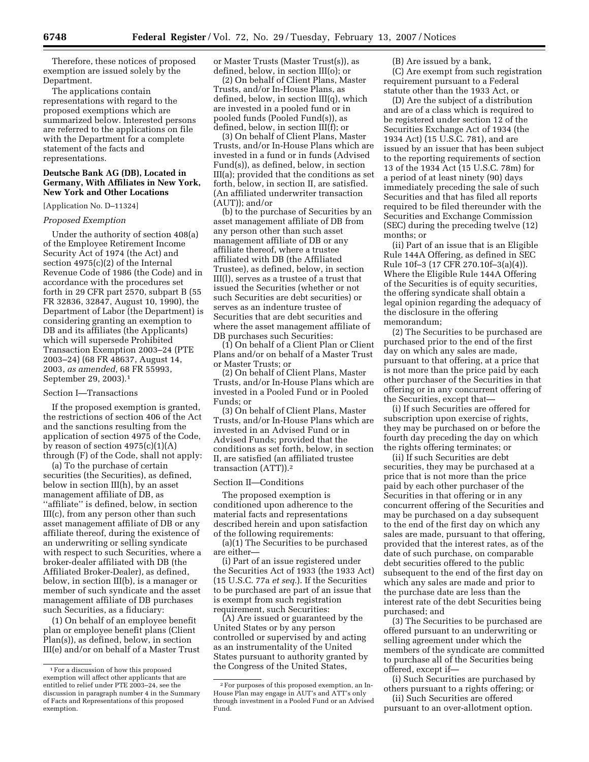Therefore, these notices of proposed exemption are issued solely by the Department.

The applications contain representations with regard to the proposed exemptions which are summarized below. Interested persons are referred to the applications on file with the Department for a complete statement of the facts and representations.

### Deutsche Bank AG (DB), Located in Germany, With Affiliates in New York, New York and Other Locations

[Application No. D–11324]

*Proposed Exemption*

Under the authority of section 408(a) of the Employee Retirement Income Security Act of 1974 (the Act) and section 4975(c)(2) of the Internal Revenue Code of 1986 (the Code) and in accordance with the procedures set forth in 29 CFR part 2570, subpart B (55 FR 32836, 32847, August 10, 1990), the Department of Labor (the Department) is considering granting an exemption to DB and its affiliates (the Applicants) which will supersede Prohibited Transaction Exemption 2003–24 (PTE 2003–24) (68 FR 48637, August 14, 2003, *as amended,* 68 FR 55993, September 29, 2003).[1]

Section I—Transactions

If the proposed exemption is granted, the restrictions of section 406 of the Act and the sanctions resulting from the application of section 4975 of the Code, by reason of section 4975(c)(1)(A) through (F) of the Code, shall not apply:

(a) To the purchase of certain securities (the Securities), as defined, below in section III(h), by an asset management affiliate of DB, as ''affiliate'' is defined, below, in section III(c), from any person other than such asset management affiliate of DB or any affiliate thereof, during the existence of an underwriting or selling syndicate with respect to such Securities, where a broker-dealer affiliated with DB (the Affiliated Broker-Dealer), as defined, below, in section III(b), is a manager or member of such syndicate and the asset management affiliate of DB purchases such Securities, as a fiduciary:

(1) On behalf of an employee benefit plan or employee benefit plans (Client Plan(s)), as defined, below, in section III(e) and/or on behalf of a Master Trust or Master Trusts (Master Trust(s)), as defined, below, in section III(o); or

(2) On behalf of Client Plans, Master Trusts, and/or In-House Plans, as defined, below, in section III(q), which are invested in a pooled fund or in pooled funds (Pooled Fund(s)), as defined, below, in section III(f); or

(3) On behalf of Client Plans, Master Trusts, and/or In-House Plans which are invested in a fund or in funds (Advised Fund(s)), as defined, below, in section III(a); provided that the conditions as set forth, below, in section II, are satisfied. (An affiliated underwriter transaction (AUT)); and/or

(b) to the purchase of Securities by an asset management affiliate of DB from any person other than such asset management affiliate of DB or any affiliate thereof, where a trustee affiliated with DB (the Affiliated Trustee), as defined, below, in section III(l), serves as a trustee of a trust that issued the Securities (whether or not such Securities are debt securities) or serves as an indenture trustee of Securities that are debt securities and where the asset management affiliate of DB purchases such Securities:

(1) On behalf of a Client Plan or Client Plans and/or on behalf of a Master Trust or Master Trusts; or

(2) On behalf of Client Plans, Master Trusts, and/or In-House Plans which are invested in a Pooled Fund or in Pooled Funds; or

(3) On behalf of Client Plans, Master Trusts, and/or In-House Plans which are invested in an Advised Fund or in Advised Funds; provided that the conditions as set forth, below, in section II, are satisfied (an affiliated trustee transaction (ATT)).[2]

Section II—Conditions

The proposed exemption is conditioned upon adherence to the material facts and representations described herein and upon satisfaction of the following requirements:

(a)(1) The Securities to be purchased are either—

(i) Part of an issue registered under the Securities Act of 1933 (the 1933 Act) (15 U.S.C. 77a *et seq.*). If the Securities to be purchased are part of an issue that is exempt from such registration requirement, such Securities:

(A) Are issued or guaranteed by the United States or by any person controlled or supervised by and acting as an instrumentality of the United States pursuant to authority granted by the Congress of the United States,

(B) Are issued by a bank,

(C) Are exempt from such registration requirement pursuant to a Federal statute other than the 1933 Act, or

(D) Are the subject of a distribution and are of a class which is required to be registered under section 12 of the Securities Exchange Act of 1934 (the 1934 Act) (15 U.S.C. 781), and are issued by an issuer that has been subject to the reporting requirements of section 13 of the 1934 Act (15 U.S.C. 78m) for a period of at least ninety (90) days immediately preceding the sale of such Securities and that has filed all reports required to be filed thereunder with the Securities and Exchange Commission (SEC) during the preceding twelve (12) months; or

(ii) Part of an issue that is an Eligible Rule 144A Offering, as defined in SEC Rule 10f–3 (17 CFR 270.10f–3(a)(4)). Where the Eligible Rule 144A Offering of the Securities is of equity securities, the offering syndicate shall obtain a legal opinion regarding the adequacy of the disclosure in the offering memorandum;

(2) The Securities to be purchased are purchased prior to the end of the first day on which any sales are made, pursuant to that offering, at a price that is not more than the price paid by each other purchaser of the Securities in that offering or in any concurrent offering of the Securities, except that—

(i) If such Securities are offered for subscription upon exercise of rights, they may be purchased on or before the fourth day preceding the day on which the rights offering terminates; or

(ii) If such Securities are debt securities, they may be purchased at a price that is not more than the price paid by each other purchaser of the Securities in that offering or in any concurrent offering of the Securities and may be purchased on a day subsequent to the end of the first day on which any sales are made, pursuant to that offering, provided that the interest rates, as of the date of such purchase, on comparable debt securities offered to the public subsequent to the end of the first day on which any sales are made and prior to the purchase date are less than the interest rate of the debt Securities being purchased; and

(3) The Securities to be purchased are offered pursuant to an underwriting or selling agreement under which the members of the syndicate are committed to purchase all of the Securities being offered, except if—

(i) Such Securities are purchased by others pursuant to a rights offering; or

(ii) Such Securities are offered pursuant to an over-allotment option.

---

[1] For a discussion of how this proposed exemption will affect other applicants that are entitled to relief under PTE 2003–24, see the discussion in paragraph number 4 in the Summary of Facts and Representations of this proposed exemption.

[2] For purposes of this proposed exemption, an In-House Plan may engage in AUT's and ATT's only through investment in a Pooled Fund or an Advised Fund.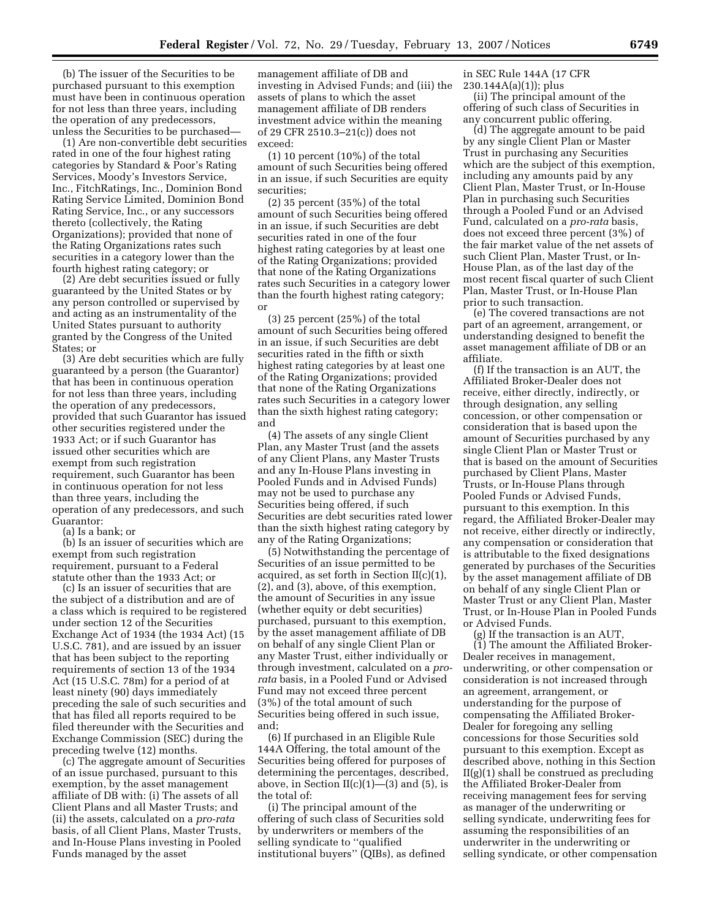(b) The issuer of the Securities to be purchased pursuant to this exemption must have been in continuous operation for not less than three years, including the operation of any predecessors, unless the Securities to be purchased—

(1) Are non-convertible debt securities rated in one of the four highest rating categories by Standard & Poor's Rating Services, Moody's Investors Service, Inc., FitchRatings, Inc., Dominion Bond Rating Service Limited, Dominion Bond Rating Service, Inc., or any successors thereto (collectively, the Rating Organizations); provided that none of the Rating Organizations rates such securities in a category lower than the fourth highest rating category; or

(2) Are debt securities issued or fully guaranteed by the United States or by any person controlled or supervised by and acting as an instrumentality of the United States pursuant to authority granted by the Congress of the United States; or

(3) Are debt securities which are fully guaranteed by a person (the Guarantor) that has been in continuous operation for not less than three years, including the operation of any predecessors, provided that such Guarantor has issued other securities registered under the 1933 Act; or if such Guarantor has issued other securities which are exempt from such registration requirement, such Guarantor has been in continuous operation for not less than three years, including the operation of any predecessors, and such Guarantor:

(a) Is a bank; or

(b) Is an issuer of securities which are exempt from such registration requirement, pursuant to a Federal statute other than the 1933 Act; or

(c) Is an issuer of securities that are the subject of a distribution and are of a class which is required to be registered under section 12 of the Securities Exchange Act of 1934 (the 1934 Act) (15 U.S.C. 781), and are issued by an issuer that has been subject to the reporting requirements of section 13 of the 1934 Act (15 U.S.C. 78m) for a period of at least ninety (90) days immediately preceding the sale of such securities and that has filed all reports required to be filed thereunder with the Securities and Exchange Commission (SEC) during the preceding twelve (12) months.

(c) The aggregate amount of Securities of an issue purchased, pursuant to this exemption, by the asset management affiliate of DB with: (i) The assets of all Client Plans and all Master Trusts; and (ii) the assets, calculated on a *pro-rata* basis, of all Client Plans, Master Trusts, and In-House Plans investing in Pooled Funds managed by the asset management affiliate of DB and investing in Advised Funds; and (iii) the assets of plans to which the asset management affiliate of DB renders investment advice within the meaning of 29 CFR 2510.3–21(c)) does not exceed:

(1) 10 percent (10%) of the total amount of such Securities being offered in an issue, if such Securities are equity securities;

(2) 35 percent (35%) of the total amount of such Securities being offered in an issue, if such Securities are debt securities rated in one of the four highest rating categories by at least one of the Rating Organizations; provided that none of the Rating Organizations rates such Securities in a category lower than the fourth highest rating category; or

(3) 25 percent (25%) of the total amount of such Securities being offered in an issue, if such Securities are debt securities rated in the fifth or sixth highest rating categories by at least one of the Rating Organizations; provided that none of the Rating Organizations rates such Securities in a category lower than the sixth highest rating category; and

(4) The assets of any single Client Plan, any Master Trust (and the assets of any Client Plans, any Master Trusts and any In-House Plans investing in Pooled Funds and in Advised Funds) may not be used to purchase any Securities being offered, if such Securities are debt securities rated lower than the sixth highest rating category by any of the Rating Organizations;

(5) Notwithstanding the percentage of Securities of an issue permitted to be acquired, as set forth in Section II(c)(1), (2), and (3), above, of this exemption, the amount of Securities in any issue (whether equity or debt securities) purchased, pursuant to this exemption, by the asset management affiliate of DB on behalf of any single Client Plan or any Master Trust, either individually or through investment, calculated on a *pro-rata* basis, in a Pooled Fund or Advised Fund may not exceed three percent (3%) of the total amount of such Securities being offered in such issue, and;

(6) If purchased in an Eligible Rule 144A Offering, the total amount of the Securities being offered for purposes of determining the percentages, described, above, in Section II(c)(1)—(3) and (5), is the total of:

(i) The principal amount of the offering of such class of Securities sold by underwriters or members of the selling syndicate to ''qualified institutional buyers'' (QIBs), as defined in SEC Rule 144A (17 CFR 230.144A(a)(1)); plus

(ii) The principal amount of the offering of such class of Securities in any concurrent public offering.

(d) The aggregate amount to be paid by any single Client Plan or Master Trust in purchasing any Securities which are the subject of this exemption, including any amounts paid by any Client Plan, Master Trust, or In-House Plan in purchasing such Securities through a Pooled Fund or an Advised Fund, calculated on a *pro-rata* basis, does not exceed three percent (3%) of the fair market value of the net assets of such Client Plan, Master Trust, or In-House Plan, as of the last day of the most recent fiscal quarter of such Client Plan, Master Trust, or In-House Plan prior to such transaction.

(e) The covered transactions are not part of an agreement, arrangement, or understanding designed to benefit the asset management affiliate of DB or an affiliate.

(f) If the transaction is an AUT, the Affiliated Broker-Dealer does not receive, either directly, indirectly, or through designation, any selling concession, or other compensation or consideration that is based upon the amount of Securities purchased by any single Client Plan or Master Trust or that is based on the amount of Securities purchased by Client Plans, Master Trusts, or In-House Plans through Pooled Funds or Advised Funds, pursuant to this exemption. In this regard, the Affiliated Broker-Dealer may not receive, either directly or indirectly, any compensation or consideration that is attributable to the fixed designations generated by purchases of the Securities by the asset management affiliate of DB on behalf of any single Client Plan or Master Trust or any Client Plan, Master Trust, or In-House Plan in Pooled Funds or Advised Funds.

(g) If the transaction is an AUT,

(1) The amount the Affiliated Broker-Dealer receives in management, underwriting, or other compensation or consideration is not increased through an agreement, arrangement, or understanding for the purpose of compensating the Affiliated Broker-Dealer for foregoing any selling concessions for those Securities sold pursuant to this exemption. Except as described above, nothing in this Section II(g)(1) shall be construed as precluding the Affiliated Broker-Dealer from receiving management fees for serving as manager of the underwriting or selling syndicate, underwriting fees for assuming the responsibilities of an underwriter in the underwriting or selling syndicate, or other compensation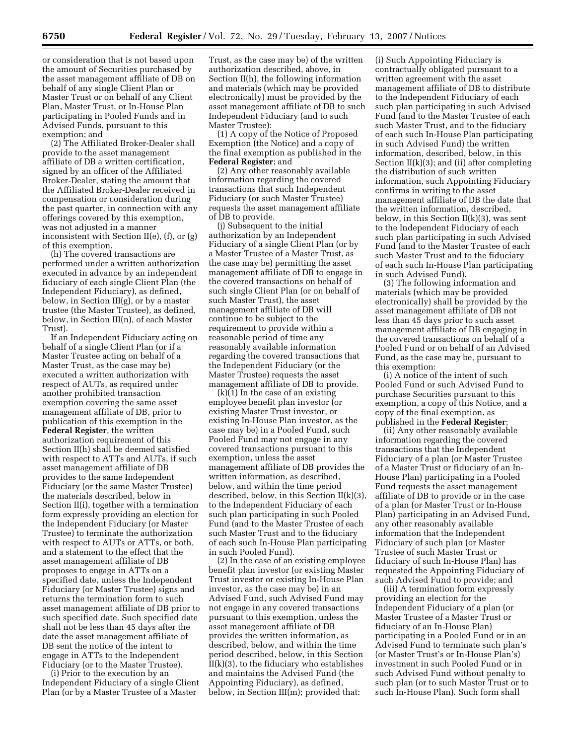or consideration that is not based upon the amount of Securities purchased by the asset management affiliate of DB on behalf of any single Client Plan or Master Trust or on behalf of any Client Plan, Master Trust, or In-House Plan participating in Pooled Funds and in Advised Funds, pursuant to this exemption; and

(2) The Affiliated Broker-Dealer shall provide to the asset management affiliate of DB a written certification, signed by an officer of the Affiliated Broker-Dealer, stating the amount that the Affiliated Broker-Dealer received in compensation or consideration during the past quarter, in connection with any offerings covered by this exemption, was not adjusted in a manner inconsistent with Section II(e), (f), or (g) of this exemption.

(h) The covered transactions are performed under a written authorization executed in advance by an independent fiduciary of each single Client Plan (the Independent Fiduciary), as defined, below, in Section III(g), or by a master trustee (the Master Trustee), as defined, below, in Section III(n), of each Master Trust).

If an Independent Fiduciary acting on behalf of a single Client Plan (or if a Master Trustee acting on behalf of a Master Trust, as the case may be) executed a written authorization with respect of AUTs, as required under another prohibited transaction exemption covering the same asset management affiliate of DB, prior to publication of this exemption in the **Federal Register**, the written authorization requirement of this Section II(h) shall be deemed satisfied with respect to ATTs and AUTs, if such asset management affiliate of DB provides to the same Independent Fiduciary (or the same Master Trustee) the materials described, below in Section II(i), together with a termination form expressly providing an election for the Independent Fiduciary (or Master Trustee) to terminate the authorization with respect to AUTs or ATTs, or both, and a statement to the effect that the asset management affiliate of DB proposes to engage in ATTs on a specified date, unless the Independent Fiduciary (or Master Trustee) signs and returns the termination form to such asset management affiliate of DB prior to such specified date. Such specified date shall not be less than 45 days after the date the asset management affiliate of DB sent the notice of the intent to engage in ATTs to the Independent Fiduciary (or to the Master Trustee).

(i) Prior to the execution by an Independent Fiduciary of a single Client Plan (or by a Master Trustee of a Master Trust, as the case may be) of the written authorization described, above, in Section II(h), the following information and materials (which may be provided electronically) must be provided by the asset management affiliate of DB to such Independent Fiduciary (and to such Master Trustee):

(1) A copy of the Notice of Proposed Exemption (the Notice) and a copy of the final exemption as published in the **Federal Register**; and

(2) Any other reasonably available information regarding the covered transactions that such Independent Fiduciary (or such Master Trustee) requests the asset management affiliate of DB to provide.

(j) Subsequent to the initial authorization by an Independent Fiduciary of a single Client Plan (or by a Master Trustee of a Master Trust, as the case may be) permitting the asset management affiliate of DB to engage in the covered transactions on behalf of such single Client Plan (or on behalf of such Master Trust), the asset management affiliate of DB will continue to be subject to the requirement to provide within a reasonable period of time any reasonably available information regarding the covered transactions that the Independent Fiduciary (or the Master Trustee) requests the asset management affiliate of DB to provide.

(k)(1) In the case of an existing employee benefit plan investor (or existing Master Trust investor, or existing In-House Plan investor, as the case may be) in a Pooled Fund, such Pooled Fund may not engage in any covered transactions pursuant to this exemption, unless the asset management affiliate of DB provides the written information, as described, below, and within the time period described, below, in this Section II(k)(3), to the Independent Fiduciary of each such plan participating in such Pooled Fund (and to the Master Trustee of each such Master Trust and to the fiduciary of each such In-House Plan participating in such Pooled Fund).

(2) In the case of an existing employee benefit plan investor (or existing Master Trust investor or existing In-House Plan investor, as the case may be) in an Advised Fund, such Advised Fund may not engage in any covered transactions pursuant to this exemption, unless the asset management affiliate of DB provides the written information, as described, below, and within the time period described, below, in this Section II(k)(3), to the fiduciary who establishes and maintains the Advised Fund (the Appointing Fiduciary), as defined, below, in Section III(m); provided that:

(i) Such Appointing Fiduciary is contractually obligated pursuant to a written agreement with the asset management affiliate of DB to distribute to the Independent Fiduciary of each such plan participating in such Advised Fund (and to the Master Trustee of each such Master Trust, and to the fiduciary of each such In-House Plan participating in such Advised Fund) the written information, described, below, in this Section II(k)(3); and (ii) after completing the distribution of such written information, such Appointing Fiduciary confirms in writing to the asset management affiliate of DB the date that the written information, described, below, in this Section II(k)(3), was sent to the Independent Fiduciary of each such plan participating in such Advised Fund (and to the Master Trustee of each such Master Trust and to the fiduciary of each such In-House Plan participating in such Advised Fund).

(3) The following information and materials (which may be provided electronically) shall be provided by the asset management affiliate of DB not less than 45 days prior to such asset management affiliate of DB engaging in the covered transactions on behalf of a Pooled Fund or on behalf of an Advised Fund, as the case may be, pursuant to this exemption:

(i) A notice of the intent of such Pooled Fund or such Advised Fund to purchase Securities pursuant to this exemption, a copy of this Notice, and a copy of the final exemption, as published in the **Federal Register**;

(ii) Any other reasonably available information regarding the covered transactions that the Independent Fiduciary of a plan (or Master Trustee of a Master Trust or fiduciary of an In-House Plan) participating in a Pooled Fund requests the asset management affiliate of DB to provide or in the case of a plan (or Master Trust or In-House Plan) participating in an Advised Fund, any other reasonably available information that the Independent Fiduciary of such plan (or Master Trustee of such Master Trust or fiduciary of such In-House Plan) has requested the Appointing Fiduciary of such Advised Fund to provide; and

(iii) A termination form expressly providing an election for the Independent Fiduciary of a plan (or Master Trustee of a Master Trust or fiduciary of an In-House Plan) participating in a Pooled Fund or in an Advised Fund to terminate such plan's (or Master Trust's or In-House Plan's) investment in such Pooled Fund or in such Advised Fund without penalty to such plan (or to such Master Trust or to such In-House Plan). Such form shall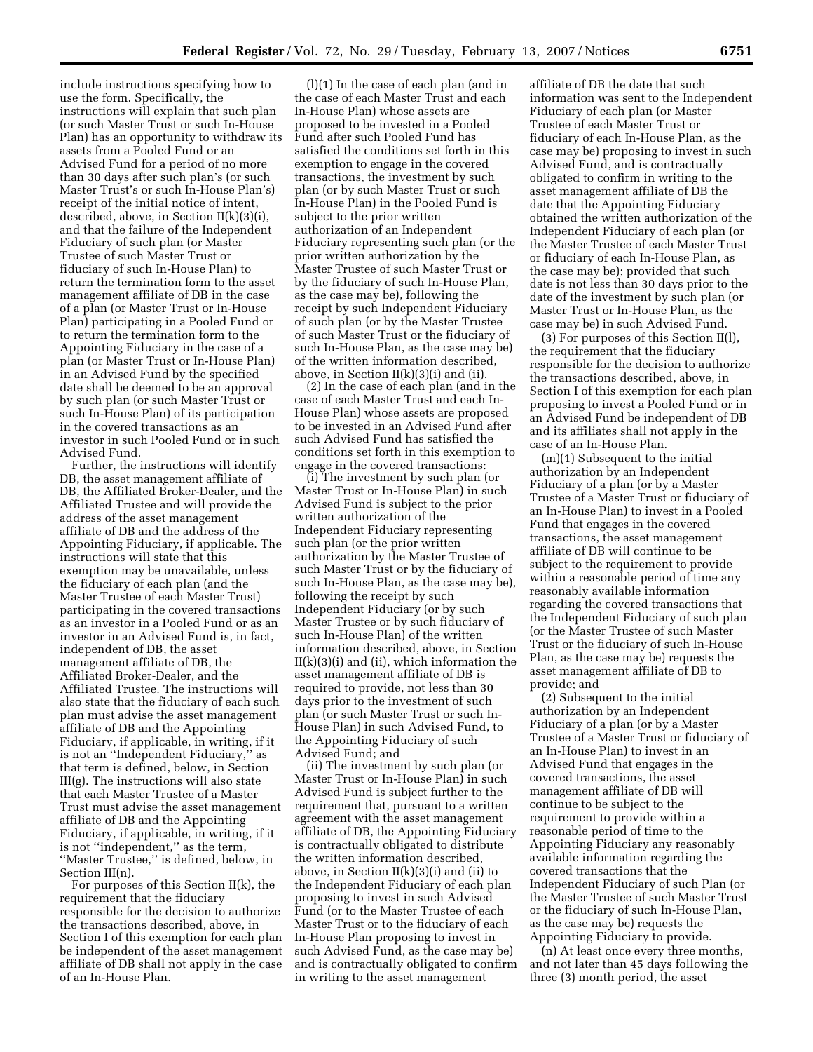include instructions specifying how to use the form. Specifically, the instructions will explain that such plan (or such Master Trust or such In-House Plan) has an opportunity to withdraw its assets from a Pooled Fund or an Advised Fund for a period of no more than 30 days after such plan's (or such Master Trust's or such In-House Plan's) receipt of the initial notice of intent, described, above, in Section II(k)(3)(i), and that the failure of the Independent Fiduciary of such plan (or Master Trustee of such Master Trust or fiduciary of such In-House Plan) to return the termination form to the asset management affiliate of DB in the case of a plan (or Master Trust or In-House Plan) participating in a Pooled Fund or to return the termination form to the Appointing Fiduciary in the case of a plan (or Master Trust or In-House Plan) in an Advised Fund by the specified date shall be deemed to be an approval by such plan (or such Master Trust or such In-House Plan) of its participation in the covered transactions as an investor in such Pooled Fund or in such Advised Fund.

Further, the instructions will identify DB, the asset management affiliate of DB, the Affiliated Broker-Dealer, and the Affiliated Trustee and will provide the address of the asset management affiliate of DB and the address of the Appointing Fiduciary, if applicable. The instructions will state that this exemption may be unavailable, unless the fiduciary of each plan (and the Master Trustee of each Master Trust) participating in the covered transactions as an investor in a Pooled Fund or as an investor in an Advised Fund is, in fact, independent of DB, the asset management affiliate of DB, the Affiliated Broker-Dealer, and the Affiliated Trustee. The instructions will also state that the fiduciary of each such plan must advise the asset management affiliate of DB and the Appointing Fiduciary, if applicable, in writing, if it is not an "Independent Fiduciary," as that term is defined, below, in Section III(g). The instructions will also state that each Master Trustee of a Master Trust must advise the asset management affiliate of DB and the Appointing Fiduciary, if applicable, in writing, if it is not "independent," as the term, "Master Trustee," is defined, below, in Section III(n).

For purposes of this Section II(k), the requirement that the fiduciary responsible for the decision to authorize the transactions described, above, in Section I of this exemption for each plan be independent of the asset management affiliate of DB shall not apply in the case of an In-House Plan.

(l)(1) In the case of each plan (and in the case of each Master Trust and each In-House Plan) whose assets are proposed to be invested in a Pooled Fund after such Pooled Fund has satisfied the conditions set forth in this exemption to engage in the covered transactions, the investment by such plan (or by such Master Trust or such In-House Plan) in the Pooled Fund is subject to the prior written authorization of an Independent Fiduciary representing such plan (or the prior written authorization by the Master Trustee of such Master Trust or by the fiduciary of such In-House Plan, as the case may be), following the receipt by such Independent Fiduciary of such plan (or by the Master Trustee of such Master Trust or the fiduciary of such In-House Plan, as the case may be) of the written information described, above, in Section II(k)(3)(i) and (ii).

(2) In the case of each plan (and in the case of each Master Trust and each In-House Plan) whose assets are proposed to be invested in an Advised Fund after such Advised Fund has satisfied the conditions set forth in this exemption to engage in the covered transactions:

(i) The investment by such plan (or Master Trust or In-House Plan) in such Advised Fund is subject to the prior written authorization of the Independent Fiduciary representing such plan (or the prior written authorization by the Master Trustee of such Master Trust or by the fiduciary of such In-House Plan, as the case may be), following the receipt by such Independent Fiduciary (or by such Master Trustee or by such fiduciary of such In-House Plan) of the written information described, above, in Section II(k)(3)(i) and (ii), which information the asset management affiliate of DB is required to provide, not less than 30 days prior to the investment of such plan (or such Master Trust or such In-House Plan) in such Advised Fund, to the Appointing Fiduciary of such Advised Fund; and

(ii) The investment by such plan (or Master Trust or In-House Plan) in such Advised Fund is subject further to the requirement that, pursuant to a written agreement with the asset management affiliate of DB, the Appointing Fiduciary is contractually obligated to distribute the written information described, above, in Section II(k)(3)(i) and (ii) to the Independent Fiduciary of each plan proposing to invest in such Advised Fund (or to the Master Trustee of each Master Trust or to the fiduciary of each In-House Plan proposing to invest in such Advised Fund, as the case may be) and is contractually obligated to confirm in writing to the asset management affiliate of DB the date that such information was sent to the Independent Fiduciary of each plan (or Master Trustee of each Master Trust or fiduciary of each In-House Plan, as the case may be) proposing to invest in such Advised Fund, and is contractually obligated to confirm in writing to the asset management affiliate of DB the date that the Appointing Fiduciary obtained the written authorization of the Independent Fiduciary of each plan (or the Master Trustee of each Master Trust or fiduciary of each In-House Plan, as the case may be); provided that such date is not less than 30 days prior to the date of the investment by such plan (or Master Trust or In-House Plan, as the case may be) in such Advised Fund.

(3) For purposes of this Section II(l), the requirement that the fiduciary responsible for the decision to authorize the transactions described, above, in Section I of this exemption for each plan proposing to invest a Pooled Fund or in an Advised Fund be independent of DB and its affiliates shall not apply in the case of an In-House Plan.

(m)(1) Subsequent to the initial authorization by an Independent Fiduciary of a plan (or by a Master Trustee of a Master Trust or fiduciary of an In-House Plan) to invest in a Pooled Fund that engages in the covered transactions, the asset management affiliate of DB will continue to be subject to the requirement to provide within a reasonable period of time any reasonably available information regarding the covered transactions that the Independent Fiduciary of such plan (or the Master Trustee of such Master Trust or the fiduciary of such In-House Plan, as the case may be) requests the asset management affiliate of DB to provide; and

(2) Subsequent to the initial authorization by an Independent Fiduciary of a plan (or by a Master Trustee of a Master Trust or fiduciary of an In-House Plan) to invest in an Advised Fund that engages in the covered transactions, the asset management affiliate of DB will continue to be subject to the requirement to provide within a reasonable period of time to the Appointing Fiduciary any reasonably available information regarding the covered transactions that the Independent Fiduciary of such Plan (or the Master Trustee of such Master Trust or the fiduciary of such In-House Plan, as the case may be) requests the Appointing Fiduciary to provide.

(n) At least once every three months, and not later than 45 days following the three (3) month period, the asset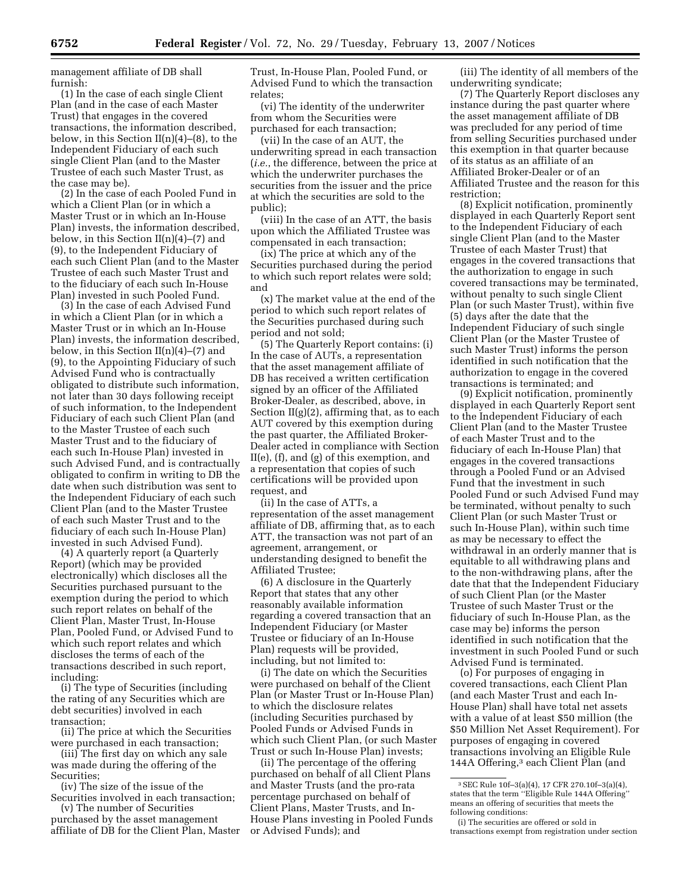management affiliate of DB shall furnish:

(1) In the case of each single Client Plan (and in the case of each Master Trust) that engages in the covered transactions, the information described, below, in this Section II(n)(4)–(8), to the Independent Fiduciary of each such single Client Plan (and to the Master Trustee of each such Master Trust, as the case may be).

(2) In the case of each Pooled Fund in which a Client Plan (or in which a Master Trust or in which an In-House Plan) invests, the information described, below, in this Section II(n)(4)–(7) and (9), to the Independent Fiduciary of each such Client Plan (and to the Master Trustee of each such Master Trust and to the fiduciary of each such In-House Plan) invested in such Pooled Fund.

(3) In the case of each Advised Fund in which a Client Plan (or in which a Master Trust or in which an In-House Plan) invests, the information described, below, in this Section II(n)(4)–(7) and (9), to the Appointing Fiduciary of such Advised Fund who is contractually obligated to distribute such information, not later than 30 days following receipt of such information, to the Independent Fiduciary of each such Client Plan (and to the Master Trustee of each such Master Trust and to the fiduciary of each such In-House Plan) invested in such Advised Fund, and is contractually obligated to confirm in writing to DB the date when such distribution was sent to the Independent Fiduciary of each such Client Plan (and to the Master Trustee of each such Master Trust and to the fiduciary of each such In-House Plan) invested in such Advised Fund).

(4) A quarterly report (a Quarterly Report) (which may be provided electronically) which discloses all the Securities purchased pursuant to the exemption during the period to which such report relates on behalf of the Client Plan, Master Trust, In-House Plan, Pooled Fund, or Advised Fund to which such report relates and which discloses the terms of each of the transactions described in such report, including:

(i) The type of Securities (including the rating of any Securities which are debt securities) involved in each transaction;

(ii) The price at which the Securities were purchased in each transaction;

(iii) The first day on which any sale was made during the offering of the Securities;

(iv) The size of the issue of the Securities involved in each transaction;

(v) The number of Securities purchased by the asset management affiliate of DB for the Client Plan, Master Trust, In-House Plan, Pooled Fund, or Advised Fund to which the transaction relates;

(vi) The identity of the underwriter from whom the Securities were purchased for each transaction;

(vii) In the case of an AUT, the underwriting spread in each transaction (*i.e.*, the difference, between the price at which the underwriter purchases the securities from the issuer and the price at which the securities are sold to the public);

(viii) In the case of an ATT, the basis upon which the Affiliated Trustee was compensated in each transaction;

(ix) The price at which any of the Securities purchased during the period to which such report relates were sold; and

(x) The market value at the end of the period to which such report relates of the Securities purchased during such period and not sold;

(5) The Quarterly Report contains: (i) In the case of AUTs, a representation that the asset management affiliate of DB has received a written certification signed by an officer of the Affiliated Broker-Dealer, as described, above, in Section II(g)(2), affirming that, as to each AUT covered by this exemption during the past quarter, the Affiliated Broker-Dealer acted in compliance with Section II(e), (f), and (g) of this exemption, and a representation that copies of such certifications will be provided upon request, and

(ii) In the case of ATTs, a representation of the asset management affiliate of DB, affirming that, as to each ATT, the transaction was not part of an agreement, arrangement, or understanding designed to benefit the Affiliated Trustee;

(6) A disclosure in the Quarterly Report that states that any other reasonably available information regarding a covered transaction that an Independent Fiduciary (or Master Trustee or fiduciary of an In-House Plan) requests will be provided, including, but not limited to:

(i) The date on which the Securities were purchased on behalf of the Client Plan (or Master Trust or In-House Plan) to which the disclosure relates (including Securities purchased by Pooled Funds or Advised Funds in which such Client Plan, (or such Master Trust or such In-House Plan) invests;

(ii) The percentage of the offering purchased on behalf of all Client Plans and Master Trusts (and the pro-rata percentage purchased on behalf of Client Plans, Master Trusts, and In-House Plans investing in Pooled Funds or Advised Funds); and

(iii) The identity of all members of the underwriting syndicate;

(7) The Quarterly Report discloses any instance during the past quarter where the asset management affiliate of DB was precluded for any period of time from selling Securities purchased under this exemption in that quarter because of its status as an affiliate of an Affiliated Broker-Dealer or of an Affiliated Trustee and the reason for this restriction;

(8) Explicit notification, prominently displayed in each Quarterly Report sent to the Independent Fiduciary of each single Client Plan (and to the Master Trustee of each Master Trust) that engages in the covered transactions that the authorization to engage in such covered transactions may be terminated, without penalty to such single Client Plan (or such Master Trust), within five (5) days after the date that the Independent Fiduciary of such single Client Plan (or the Master Trustee of such Master Trust) informs the person identified in such notification that the authorization to engage in the covered transactions is terminated; and

(9) Explicit notification, prominently displayed in each Quarterly Report sent to the Independent Fiduciary of each Client Plan (and to the Master Trustee of each Master Trust and to the fiduciary of each In-House Plan) that engages in the covered transactions through a Pooled Fund or an Advised Fund that the investment in such Pooled Fund or such Advised Fund may be terminated, without penalty to such Client Plan (or such Master Trust or such In-House Plan), within such time as may be necessary to effect the withdrawal in an orderly manner that is equitable to all withdrawing plans and to the non-withdrawing plans, after the date that that the Independent Fiduciary of such Client Plan (or the Master Trustee of such Master Trust or the fiduciary of such In-House Plan, as the case may be) informs the person identified in such notification that the investment in such Pooled Fund or such Advised Fund is terminated.

(o) For purposes of engaging in covered transactions, each Client Plan (and each Master Trust and each In-House Plan) shall have total net assets with a value of at least $50 million (the $50 Million Net Asset Requirement). For purposes of engaging in covered transactions involving an Eligible Rule 144A Offering,[3] each Client Plan (and

[3] SEC Rule 10f–3(a)(4), 17 CFR 270.10f–3(a)(4), states that the term "Eligible Rule 144A Offering" means an offering of securities that meets the following conditions:

(i) The securities are offered or sold in transactions exempt from registration under section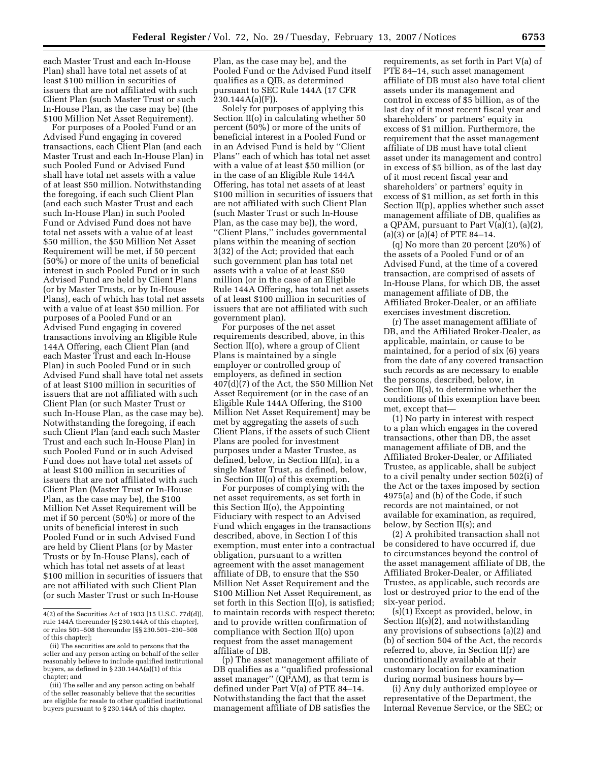each Master Trust and each In-House Plan) shall have total net assets of at least $100 million in securities of issuers that are not affiliated with such Client Plan (such Master Trust or such In-House Plan, as the case may be) (the $100 Million Net Asset Requirement).

For purposes of a Pooled Fund or an Advised Fund engaging in covered transactions, each Client Plan (and each Master Trust and each In-House Plan) in such Pooled Fund or Advised Fund shall have total net assets with a value of at least $50 million. Notwithstanding the foregoing, if each such Client Plan (and each such Master Trust and each such In-House Plan) in such Pooled Fund or Advised Fund does not have total net assets with a value of at least $50 million, the $50 Million Net Asset Requirement will be met, if 50 percent (50%) or more of the units of beneficial interest in such Pooled Fund or in such Advised Fund are held by Client Plans (or by Master Trusts, or by In-House Plans), each of which has total net assets with a value of at least $50 million. For purposes of a Pooled Fund or an Advised Fund engaging in covered transactions involving an Eligible Rule 144A Offering, each Client Plan (and each Master Trust and each In-House Plan) in such Pooled Fund or in such Advised Fund shall have total net assets of at least $100 million in securities of issuers that are not affiliated with such Client Plan (or such Master Trust or such In-House Plan, as the case may be). Notwithstanding the foregoing, if each such Client Plan (and each such Master Trust and each such In-House Plan) in such Pooled Fund or in such Advised Fund does not have total net assets of at least $100 million in securities of issuers that are not affiliated with such Client Plan (Master Trust or In-House Plan, as the case may be), the $100 Million Net Asset Requirement will be met if 50 percent (50%) or more of the units of beneficial interest in such Pooled Fund or in such Advised Fund are held by Client Plans (or by Master Trusts or by In-House Plans), each of which has total net assets of at least $100 million in securities of issuers that are not affiliated with such Client Plan (or such Master Trust or such In-House Plan, as the case may be), and the Pooled Fund or the Advised Fund itself qualifies as a QIB, as determined pursuant to SEC Rule 144A (17 CFR 230.144A(a)(F)).

Solely for purposes of applying this Section II(o) in calculating whether 50 percent (50%) or more of the units of beneficial interest in a Pooled Fund or in an Advised Fund is held by ''Client Plans'' each of which has total net asset with a value of at least $50 million (or in the case of an Eligible Rule 144A Offering, has total net assets of at least $100 million in securities of issuers that are not affiliated with such Client Plan (such Master Trust or such In-House Plan, as the case may be)), the word, ''Client Plans,'' includes governmental plans within the meaning of section 3(32) of the Act; provided that each such government plan has total net assets with a value of at least $50 million (or in the case of an Eligible Rule 144A Offering, has total net assets of at least $100 million in securities of issuers that are not affiliated with such government plan).

For purposes of the net asset requirements described, above, in this Section II(o), where a group of Client Plans is maintained by a single employer or controlled group of employers, as defined in section 407(d)(7) of the Act, the $50 Million Net Asset Requirement (or in the case of an Eligible Rule 144A Offering, the $100 Million Net Asset Requirement) may be met by aggregating the assets of such Client Plans, if the assets of such Client Plans are pooled for investment purposes under a Master Trustee, as defined, below, in Section III(n), in a single Master Trust, as defined, below, in Section III(o) of this exemption.

For purposes of complying with the net asset requirements, as set forth in this Section II(o), the Appointing Fiduciary with respect to an Advised Fund which engages in the transactions described, above, in Section I of this exemption, must enter into a contractual obligation, pursuant to a written agreement with the asset management affiliate of DB, to ensure that the $50 Million Net Asset Requirement and the $100 Million Net Asset Requirement, as set forth in this Section II(o), is satisfied; to maintain records with respect thereto; and to provide written confirmation of compliance with Section II(o) upon request from the asset management affiliate of DB.

(p) The asset management affiliate of DB qualifies as a ''qualified professional asset manager'' (QPAM), as that term is defined under Part V(a) of PTE 84–14. Notwithstanding the fact that the asset management affiliate of DB satisfies the requirements, as set forth in Part V(a) of PTE 84–14, such asset management affiliate of DB must also have total client assets under its management and control in excess of $5 billion, as of the last day of it most recent fiscal year and shareholders' or partners' equity in excess of $1 million. Furthermore, the requirement that the asset management affiliate of DB must have total client asset under its management and control in excess of $5 billion, as of the last day of it most recent fiscal year and shareholders' or partners' equity in excess of $1 million, as set forth in this Section II(p), applies whether such asset management affiliate of DB, qualifies as a QPAM, pursuant to Part V(a)(1), (a)(2), (a)(3) or (a)(4) of PTE 84–14.

(q) No more than 20 percent (20%) of the assets of a Pooled Fund or of an Advised Fund, at the time of a covered transaction, are comprised of assets of In-House Plans, for which DB, the asset management affiliate of DB, the Affiliated Broker-Dealer, or an affiliate exercises investment discretion.

(r) The asset management affiliate of DB, and the Affiliated Broker-Dealer, as applicable, maintain, or cause to be maintained, for a period of six (6) years from the date of any covered transaction such records as are necessary to enable the persons, described, below, in Section II(s), to determine whether the conditions of this exemption have been met, except that—

(1) No party in interest with respect to a plan which engages in the covered transactions, other than DB, the asset management affiliate of DB, and the Affiliated Broker-Dealer, or Affiliated Trustee, as applicable, shall be subject to a civil penalty under section 502(i) of the Act or the taxes imposed by section 4975(a) and (b) of the Code, if such records are not maintained, or not available for examination, as required, below, by Section II(s); and

(2) A prohibited transaction shall not be considered to have occurred if, due to circumstances beyond the control of the asset management affiliate of DB, the Affiliated Broker-Dealer, or Affiliated Trustee, as applicable, such records are lost or destroyed prior to the end of the six-year period.

(s)(1) Except as provided, below, in Section II(s)(2), and notwithstanding any provisions of subsections (a)(2) and (b) of section 504 of the Act, the records referred to, above, in Section II(r) are unconditionally available at their customary location for examination during normal business hours by—

(i) Any duly authorized employee or representative of the Department, the Internal Revenue Service, or the SEC; or

---

4(2) of the Securities Act of 1933 [15 U.S.C. 77d(d)], rule 144A thereunder [§ 230.144A of this chapter], or rules 501–508 thereunder [§§ 230.501–230–508 of this chapter];

(ii) The securities are sold to persons that the seller and any person acting on behalf of the seller reasonably believe to include qualified institutional buyers, as defined in § 230.144A(a)(1) of this chapter; and

(iii) The seller and any person acting on behalf of the seller reasonably believe that the securities are eligible for resale to other qualified institutional buyers pursuant to § 230.144A of this chapter.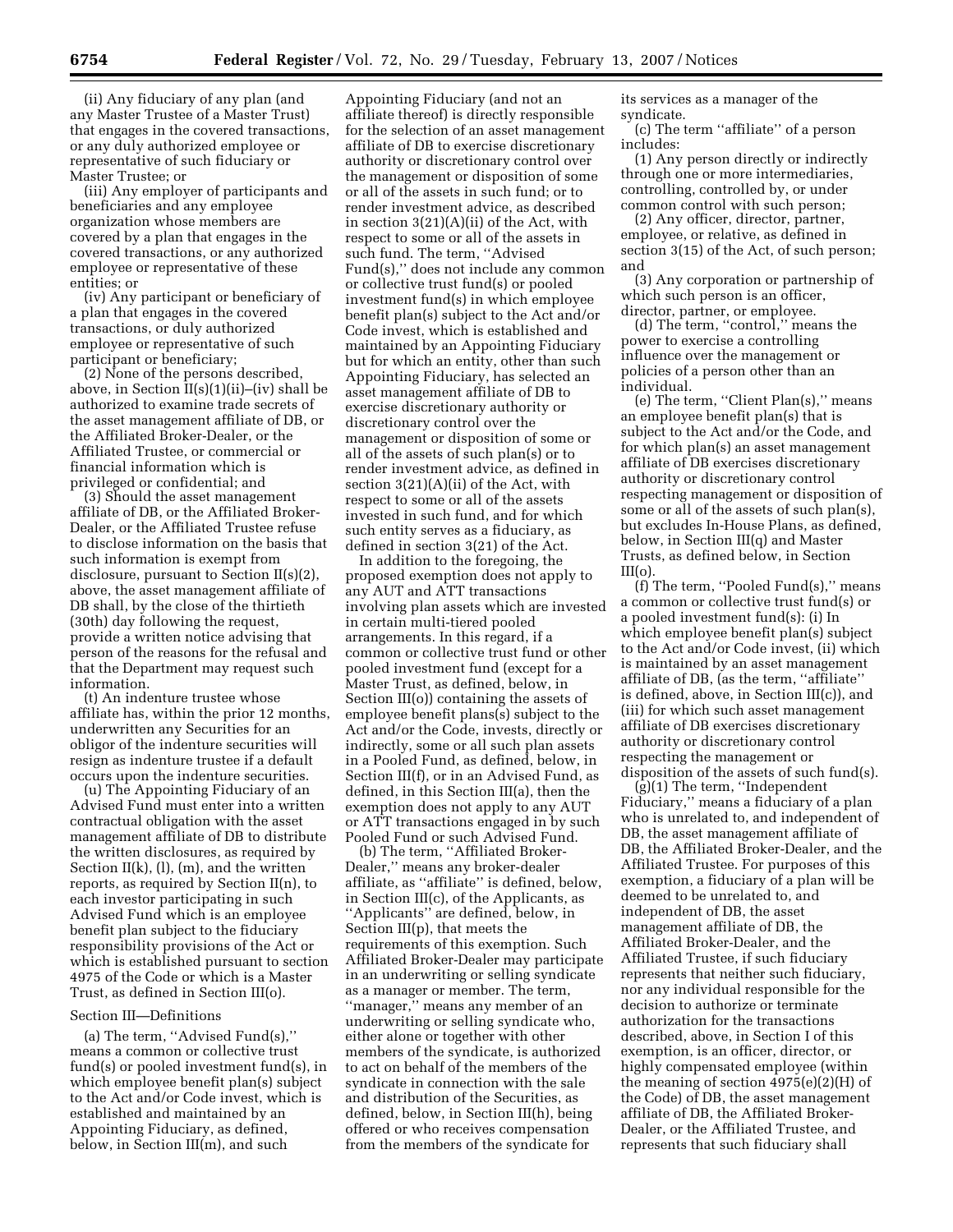(ii) Any fiduciary of any plan (and any Master Trustee of a Master Trust) that engages in the covered transactions, or any duly authorized employee or representative of such fiduciary or Master Trustee; or

(iii) Any employer of participants and beneficiaries and any employee organization whose members are covered by a plan that engages in the covered transactions, or any authorized employee or representative of these entities; or

(iv) Any participant or beneficiary of a plan that engages in the covered transactions, or duly authorized employee or representative of such participant or beneficiary;

(2) None of the persons described, above, in Section II(s)(1)(ii)–(iv) shall be authorized to examine trade secrets of the asset management affiliate of DB, or the Affiliated Broker-Dealer, or the Affiliated Trustee, or commercial or financial information which is privileged or confidential; and

(3) Should the asset management affiliate of DB, or the Affiliated Broker-Dealer, or the Affiliated Trustee refuse to disclose information on the basis that such information is exempt from disclosure, pursuant to Section II(s)(2), above, the asset management affiliate of DB shall, by the close of the thirtieth (30th) day following the request, provide a written notice advising that person of the reasons for the refusal and that the Department may request such information.

(t) An indenture trustee whose affiliate has, within the prior 12 months, underwritten any Securities for an obligor of the indenture securities will resign as indenture trustee if a default occurs upon the indenture securities.

(u) The Appointing Fiduciary of an Advised Fund must enter into a written contractual obligation with the asset management affiliate of DB to distribute the written disclosures, as required by Section II(k), (l), (m), and the written reports, as required by Section II(n), to each investor participating in such Advised Fund which is an employee benefit plan subject to the fiduciary responsibility provisions of the Act or which is established pursuant to section 4975 of the Code or which is a Master Trust, as defined in Section III(o).

## Section III—Definitions

(a) The term, ''Advised Fund(s),'' means a common or collective trust fund(s) or pooled investment fund(s), in which employee benefit plan(s) subject to the Act and/or Code invest, which is established and maintained by an Appointing Fiduciary, as defined, below, in Section III(m), and such Appointing Fiduciary (and not an affiliate thereof) is directly responsible for the selection of an asset management affiliate of DB to exercise discretionary authority or discretionary control over the management or disposition of some or all of the assets in such fund; or to render investment advice, as described in section 3(21)(A)(ii) of the Act, with respect to some or all of the assets in such fund. The term, ''Advised Fund(s),'' does not include any common or collective trust fund(s) or pooled investment fund(s) in which employee benefit plan(s) subject to the Act and/or Code invest, which is established and maintained by an Appointing Fiduciary but for which an entity, other than such Appointing Fiduciary, has selected an asset management affiliate of DB to exercise discretionary authority or discretionary control over the management or disposition of some or all of the assets of such plan(s) or to render investment advice, as defined in section 3(21)(A)(ii) of the Act, with respect to some or all of the assets invested in such fund, and for which such entity serves as a fiduciary, as defined in section 3(21) of the Act.

In addition to the foregoing, the proposed exemption does not apply to any AUT and ATT transactions involving plan assets which are invested in certain multi-tiered pooled arrangements. In this regard, if a common or collective trust fund or other pooled investment fund (except for a Master Trust, as defined, below, in Section III(o)) containing the assets of employee benefit plans(s) subject to the Act and/or the Code, invests, directly or indirectly, some or all such plan assets in a Pooled Fund, as defined, below, in Section III(f), or in an Advised Fund, as defined, in this Section III(a), then the exemption does not apply to any AUT or ATT transactions engaged in by such Pooled Fund or such Advised Fund.

(b) The term, ''Affiliated Broker-Dealer,'' means any broker-dealer affiliate, as ''affiliate'' is defined, below, in Section III(c), of the Applicants, as ''Applicants'' are defined, below, in Section III(p), that meets the requirements of this exemption. Such Affiliated Broker-Dealer may participate in an underwriting or selling syndicate as a manager or member. The term, ''manager,'' means any member of an underwriting or selling syndicate who, either alone or together with other members of the syndicate, is authorized to act on behalf of the members of the syndicate in connection with the sale and distribution of the Securities, as defined, below, in Section III(h), being offered or who receives compensation from the members of the syndicate for its services as a manager of the syndicate.

(c) The term ''affiliate'' of a person includes:

(1) Any person directly or indirectly through one or more intermediaries, controlling, controlled by, or under common control with such person;

(2) Any officer, director, partner, employee, or relative, as defined in section 3(15) of the Act, of such person; and

(3) Any corporation or partnership of which such person is an officer, director, partner, or employee.

(d) The term, ''control,'' means the power to exercise a controlling influence over the management or policies of a person other than an individual.

(e) The term, ''Client Plan(s),'' means an employee benefit plan(s) that is subject to the Act and/or the Code, and for which plan(s) an asset management affiliate of DB exercises discretionary authority or discretionary control respecting management or disposition of some or all of the assets of such plan(s), but excludes In-House Plans, as defined, below, in Section III(q) and Master Trusts, as defined below, in Section III(o).

(f) The term, ''Pooled Fund(s),'' means a common or collective trust fund(s) or a pooled investment fund(s): (i) In which employee benefit plan(s) subject to the Act and/or Code invest, (ii) which is maintained by an asset management affiliate of DB, (as the term, ''affiliate'' is defined, above, in Section III(c)), and (iii) for which such asset management affiliate of DB exercises discretionary authority or discretionary control respecting the management or disposition of the assets of such fund(s).

(g)(1) The term, ''Independent Fiduciary,'' means a fiduciary of a plan who is unrelated to, and independent of DB, the asset management affiliate of DB, the Affiliated Broker-Dealer, and the Affiliated Trustee. For purposes of this exemption, a fiduciary of a plan will be deemed to be unrelated to, and independent of DB, the asset management affiliate of DB, the Affiliated Broker-Dealer, and the Affiliated Trustee, if such fiduciary represents that neither such fiduciary, nor any individual responsible for the decision to authorize or terminate authorization for the transactions described, above, in Section I of this exemption, is an officer, director, or highly compensated employee (within the meaning of section 4975(e)(2)(H) of the Code) of DB, the asset management affiliate of DB, the Affiliated Broker-Dealer, or the Affiliated Trustee, and represents that such fiduciary shall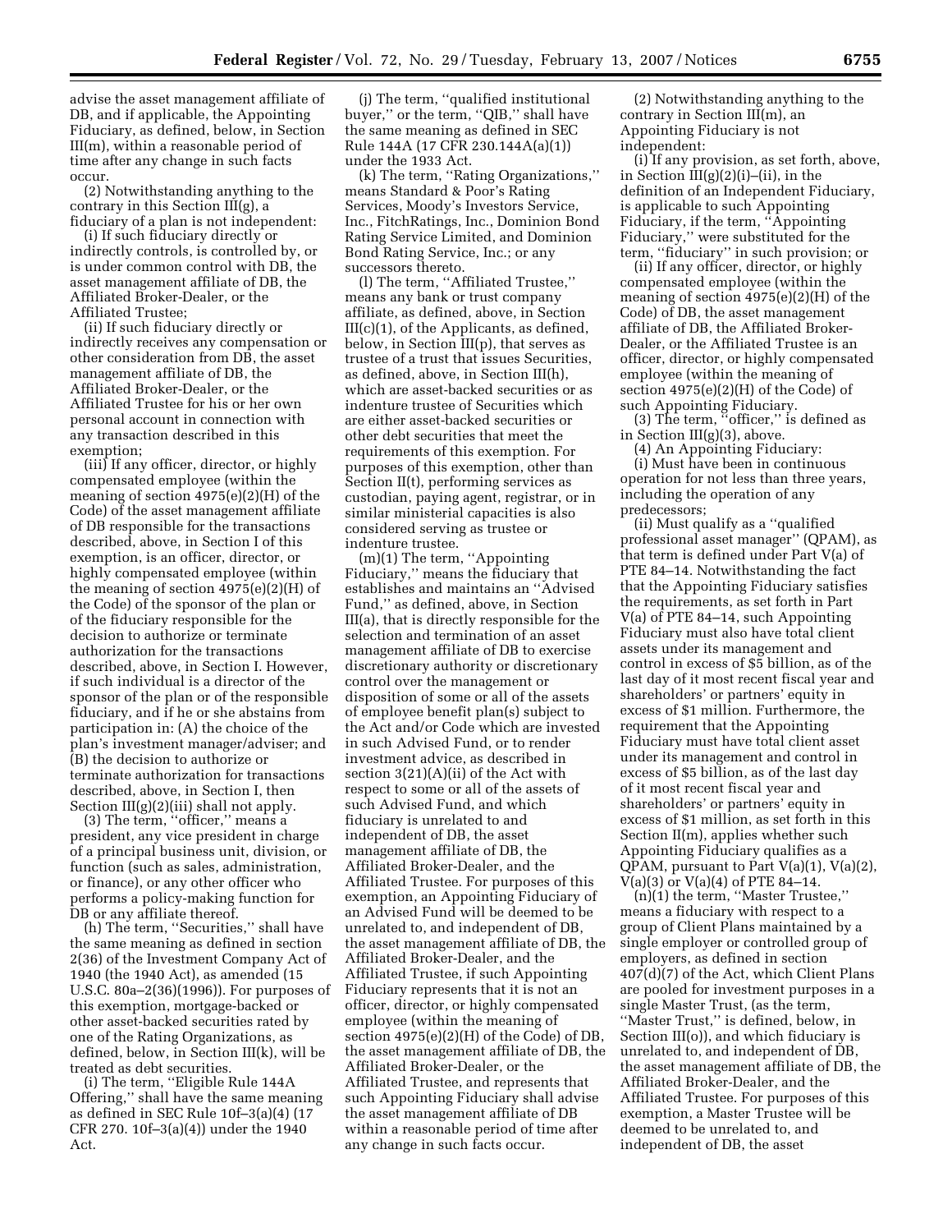advise the asset management affiliate of DB, and if applicable, the Appointing Fiduciary, as defined, below, in Section III(m), within a reasonable period of time after any change in such facts occur.

(2) Notwithstanding anything to the contrary in this Section III(g), a fiduciary of a plan is not independent:

(i) If such fiduciary directly or indirectly controls, is controlled by, or is under common control with DB, the asset management affiliate of DB, the Affiliated Broker-Dealer, or the Affiliated Trustee;

(ii) If such fiduciary directly or indirectly receives any compensation or other consideration from DB, the asset management affiliate of DB, the Affiliated Broker-Dealer, or the Affiliated Trustee for his or her own personal account in connection with any transaction described in this exemption;

(iii) If any officer, director, or highly compensated employee (within the meaning of section 4975(e)(2)(H) of the Code) of the asset management affiliate of DB responsible for the transactions described, above, in Section I of this exemption, is an officer, director, or highly compensated employee (within the meaning of section 4975(e)(2)(H) of the Code) of the sponsor of the plan or of the fiduciary responsible for the decision to authorize or terminate authorization for the transactions described, above, in Section I. However, if such individual is a director of the sponsor of the plan or of the responsible fiduciary, and if he or she abstains from participation in: (A) the choice of the plan's investment manager/adviser; and (B) the decision to authorize or terminate authorization for transactions described, above, in Section I, then Section III(g)(2)(iii) shall not apply.

(3) The term, ''officer,'' means a president, any vice president in charge of a principal business unit, division, or function (such as sales, administration, or finance), or any other officer who performs a policy-making function for DB or any affiliate thereof.

(h) The term, ''Securities,'' shall have the same meaning as defined in section 2(36) of the Investment Company Act of 1940 (the 1940 Act), as amended (15 U.S.C. 80a–2(36)(1996)). For purposes of this exemption, mortgage-backed or other asset-backed securities rated by one of the Rating Organizations, as defined, below, in Section III(k), will be treated as debt securities.

(i) The term, ''Eligible Rule 144A Offering,'' shall have the same meaning as defined in SEC Rule 10f–3(a)(4) (17 CFR 270. 10f–3(a)(4)) under the 1940 Act.

(j) The term, ''qualified institutional buyer,'' or the term, ''QIB,'' shall have the same meaning as defined in SEC Rule 144A (17 CFR 230.144A(a)(1)) under the 1933 Act.

(k) The term, ''Rating Organizations,'' means Standard & Poor's Rating Services, Moody's Investors Service, Inc., FitchRatings, Inc., Dominion Bond Rating Service Limited, and Dominion Bond Rating Service, Inc.; or any successors thereto.

(l) The term, ''Affiliated Trustee,'' means any bank or trust company affiliate, as defined, above, in Section III(c)(1), of the Applicants, as defined, below, in Section III(p), that serves as trustee of a trust that issues Securities, as defined, above, in Section III(h), which are asset-backed securities or as indenture trustee of Securities which are either asset-backed securities or other debt securities that meet the requirements of this exemption. For purposes of this exemption, other than Section II(t), performing services as custodian, paying agent, registrar, or in similar ministerial capacities is also considered serving as trustee or indenture trustee.

(m)(1) The term, ''Appointing Fiduciary,'' means the fiduciary that establishes and maintains an ''Advised Fund,'' as defined, above, in Section III(a), that is directly responsible for the selection and termination of an asset management affiliate of DB to exercise discretionary authority or discretionary control over the management or disposition of some or all of the assets of employee benefit plan(s) subject to the Act and/or Code which are invested in such Advised Fund, or to render investment advice, as described in section 3(21)(A)(ii) of the Act with respect to some or all of the assets of such Advised Fund, and which fiduciary is unrelated to and independent of DB, the asset management affiliate of DB, the Affiliated Broker-Dealer, and the Affiliated Trustee. For purposes of this exemption, an Appointing Fiduciary of an Advised Fund will be deemed to be unrelated to, and independent of DB, the asset management affiliate of DB, the Affiliated Broker-Dealer, and the Affiliated Trustee, if such Appointing Fiduciary represents that it is not an officer, director, or highly compensated employee (within the meaning of section 4975(e)(2)(H) of the Code) of DB, the asset management affiliate of DB, the Affiliated Broker-Dealer, or the Affiliated Trustee, and represents that such Appointing Fiduciary shall advise the asset management affiliate of DB within a reasonable period of time after any change in such facts occur.

(2) Notwithstanding anything to the contrary in Section III(m), an Appointing Fiduciary is not independent:

(i) If any provision, as set forth, above, in Section III(g)(2)(i)–(ii), in the definition of an Independent Fiduciary, is applicable to such Appointing Fiduciary, if the term, ''Appointing Fiduciary,'' were substituted for the term, ''fiduciary'' in such provision; or

(ii) If any officer, director, or highly compensated employee (within the meaning of section 4975(e)(2)(H) of the Code) of DB, the asset management affiliate of DB, the Affiliated Broker-Dealer, or the Affiliated Trustee is an officer, director, or highly compensated employee (within the meaning of section 4975(e)(2)(H) of the Code) of such Appointing Fiduciary.

(3) The term, ''officer,'' is defined as in Section III(g)(3), above.

(4) An Appointing Fiduciary:

(i) Must have been in continuous operation for not less than three years, including the operation of any predecessors;

(ii) Must qualify as a ''qualified professional asset manager'' (QPAM), as that term is defined under Part V(a) of PTE 84–14. Notwithstanding the fact that the Appointing Fiduciary satisfies the requirements, as set forth in Part V(a) of PTE 84–14, such Appointing Fiduciary must also have total client assets under its management and control in excess of $5 billion, as of the last day of it most recent fiscal year and shareholders' or partners' equity in excess of $1 million. Furthermore, the requirement that the Appointing Fiduciary must have total client asset under its management and control in excess of $5 billion, as of the last day of it most recent fiscal year and shareholders' or partners' equity in excess of $1 million, as set forth in this Section II(m), applies whether such Appointing Fiduciary qualifies as a QPAM, pursuant to Part V(a)(1), V(a)(2), V(a)(3) or V(a)(4) of PTE 84–14.

(n)(1) the term, ''Master Trustee,'' means a fiduciary with respect to a group of Client Plans maintained by a single employer or controlled group of employers, as defined in section 407(d)(7) of the Act, which Client Plans are pooled for investment purposes in a single Master Trust, (as the term, ''Master Trust,'' is defined, below, in Section III(o)), and which fiduciary is unrelated to, and independent of DB, the asset management affiliate of DB, the Affiliated Broker-Dealer, and the Affiliated Trustee. For purposes of this exemption, a Master Trustee will be deemed to be unrelated to, and independent of DB, the asset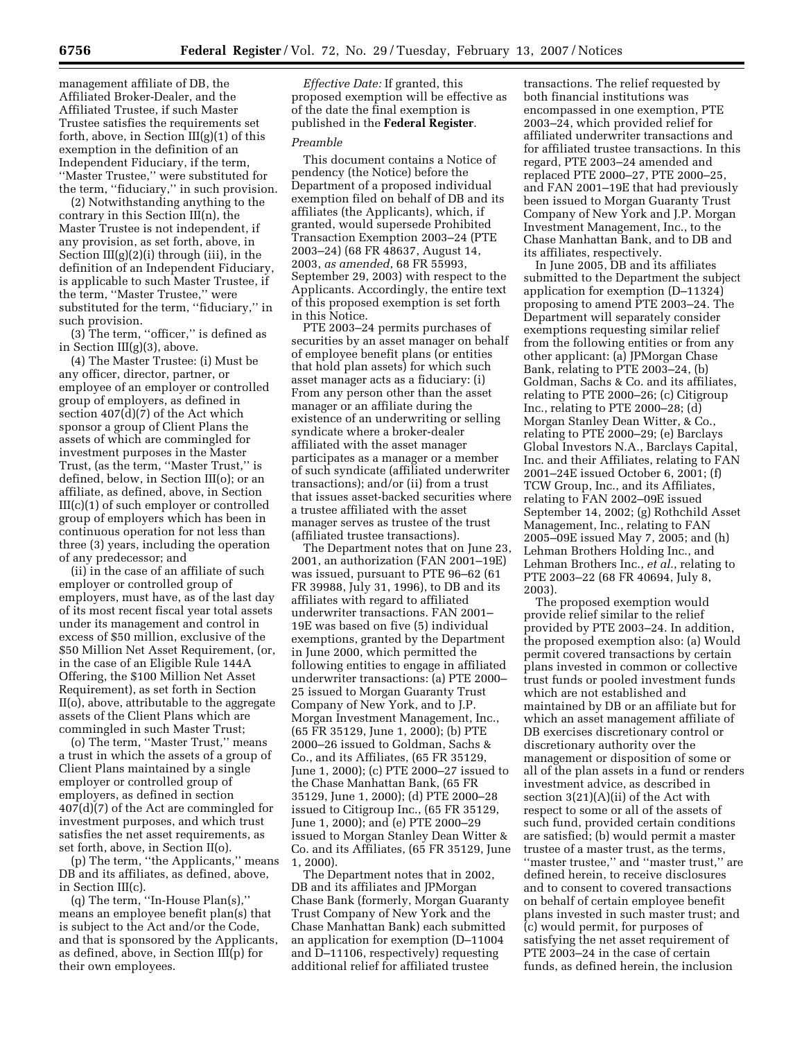management affiliate of DB, the Affiliated Broker-Dealer, and the Affiliated Trustee, if such Master Trustee satisfies the requirements set forth, above, in Section III(g)(1) of this exemption in the definition of an Independent Fiduciary, if the term, ''Master Trustee,'' were substituted for the term, ''fiduciary,'' in such provision.

(2) Notwithstanding anything to the contrary in this Section III(n), the Master Trustee is not independent, if any provision, as set forth, above, in Section III(g)(2)(i) through (iii), in the definition of an Independent Fiduciary, is applicable to such Master Trustee, if the term, ''Master Trustee,'' were substituted for the term, ''fiduciary,'' in such provision.

(3) The term, ''officer,'' is defined as in Section III(g)(3), above.

(4) The Master Trustee: (i) Must be any officer, director, partner, or employee of an employer or controlled group of employers, as defined in section 407(d)(7) of the Act which sponsor a group of Client Plans the assets of which are commingled for investment purposes in the Master Trust, (as the term, ''Master Trust,'' is defined, below, in Section III(o); or an affiliate, as defined, above, in Section III(c)(1) of such employer or controlled group of employers which has been in continuous operation for not less than three (3) years, including the operation of any predecessor; and

(ii) in the case of an affiliate of such employer or controlled group of employers, must have, as of the last day of its most recent fiscal year total assets under its management and control in excess of $50 million, exclusive of the $50 Million Net Asset Requirement, (or, in the case of an Eligible Rule 144A Offering, the $100 Million Net Asset Requirement), as set forth in Section II(o), above, attributable to the aggregate assets of the Client Plans which are commingled in such Master Trust;

(o) The term, ''Master Trust,'' means a trust in which the assets of a group of Client Plans maintained by a single employer or controlled group of employers, as defined in section 407(d)(7) of the Act are commingled for investment purposes, and which trust satisfies the net asset requirements, as set forth, above, in Section II(o).

(p) The term, ''the Applicants,'' means DB and its affiliates, as defined, above, in Section III(c).

(q) The term, ''In-House Plan(s),'' means an employee benefit plan(s) that is subject to the Act and/or the Code, and that is sponsored by the Applicants, as defined, above, in Section III(p) for their own employees.

*Effective Date:* If granted, this proposed exemption will be effective as of the date the final exemption is published in the **Federal Register**.

*Preamble*

This document contains a Notice of pendency (the Notice) before the Department of a proposed individual exemption filed on behalf of DB and its affiliates (the Applicants), which, if granted, would supersede Prohibited Transaction Exemption 2003–24 (PTE 2003–24) (68 FR 48637, August 14, 2003, *as amended*, 68 FR 55993, September 29, 2003) with respect to the Applicants. Accordingly, the entire text of this proposed exemption is set forth in this Notice.

PTE 2003–24 permits purchases of securities by an asset manager on behalf of employee benefit plans (or entities that hold plan assets) for which such asset manager acts as a fiduciary: (i) From any person other than the asset manager or an affiliate during the existence of an underwriting or selling syndicate where a broker-dealer affiliated with the asset manager participates as a manager or a member of such syndicate (affiliated underwriter transactions); and/or (ii) from a trust that issues asset-backed securities where a trustee affiliated with the asset manager serves as trustee of the trust (affiliated trustee transactions).

The Department notes that on June 23, 2001, an authorization (FAN 2001–19E) was issued, pursuant to PTE 96–62 (61 FR 39988, July 31, 1996), to DB and its affiliates with regard to affiliated underwriter transactions. FAN 2001–19E was based on five (5) individual exemptions, granted by the Department in June 2000, which permitted the following entities to engage in affiliated underwriter transactions: (a) PTE 2000–25 issued to Morgan Guaranty Trust Company of New York, and to J.P. Morgan Investment Management, Inc., (65 FR 35129, June 1, 2000); (b) PTE 2000–26 issued to Goldman, Sachs & Co., and its Affiliates, (65 FR 35129, June 1, 2000); (c) PTE 2000–27 issued to the Chase Manhattan Bank, (65 FR 35129, June 1, 2000); (d) PTE 2000–28 issued to Citigroup Inc., (65 FR 35129, June 1, 2000); and (e) PTE 2000–29 issued to Morgan Stanley Dean Witter & Co. and its Affiliates, (65 FR 35129, June 1, 2000).

The Department notes that in 2002, DB and its affiliates and JPMorgan Chase Bank (formerly, Morgan Guaranty Trust Company of New York and the Chase Manhattan Bank) each submitted an application for exemption (D–11004 and D–11106, respectively) requesting additional relief for affiliated trustee transactions. The relief requested by both financial institutions was encompassed in one exemption, PTE 2003–24, which provided relief for affiliated underwriter transactions and for affiliated trustee transactions. In this regard, PTE 2003–24 amended and replaced PTE 2000–27, PTE 2000–25, and FAN 2001–19E that had previously been issued to Morgan Guaranty Trust Company of New York and J.P. Morgan Investment Management, Inc., to the Chase Manhattan Bank, and to DB and its affiliates, respectively.

In June 2005, DB and its affiliates submitted to the Department the subject application for exemption (D–11324) proposing to amend PTE 2003–24. The Department will separately consider exemptions requesting similar relief from the following entities or from any other applicant: (a) JPMorgan Chase Bank, relating to PTE 2003–24, (b) Goldman, Sachs & Co. and its affiliates, relating to PTE 2000–26; (c) Citigroup Inc., relating to PTE 2000–28; (d) Morgan Stanley Dean Witter, & Co., relating to PTE 2000–29; (e) Barclays Global Investors N.A., Barclays Capital, Inc. and their Affiliates, relating to FAN 2001–24E issued October 6, 2001; (f) TCW Group, Inc., and its Affiliates, relating to FAN 2002–09E issued September 14, 2002; (g) Rothchild Asset Management, Inc., relating to FAN 2005–09E issued May 7, 2005; and (h) Lehman Brothers Holding Inc., and Lehman Brothers Inc., *et al.*, relating to PTE 2003–22 (68 FR 40694, July 8, 2003).

The proposed exemption would provide relief similar to the relief provided by PTE 2003–24. In addition, the proposed exemption also: (a) Would permit covered transactions by certain plans invested in common or collective trust funds or pooled investment funds which are not established and maintained by DB or an affiliate but for which an asset management affiliate of DB exercises discretionary control or discretionary authority over the management or disposition of some or all of the plan assets in a fund or renders investment advice, as described in section 3(21)(A)(ii) of the Act with respect to some or all of the assets of such fund, provided certain conditions are satisfied; (b) would permit a master trustee of a master trust, as the terms, ''master trustee,'' and ''master trust,'' are defined herein, to receive disclosures and to consent to covered transactions on behalf of certain employee benefit plans invested in such master trust; and (c) would permit, for purposes of satisfying the net asset requirement of PTE 2003–24 in the case of certain funds, as defined herein, the inclusion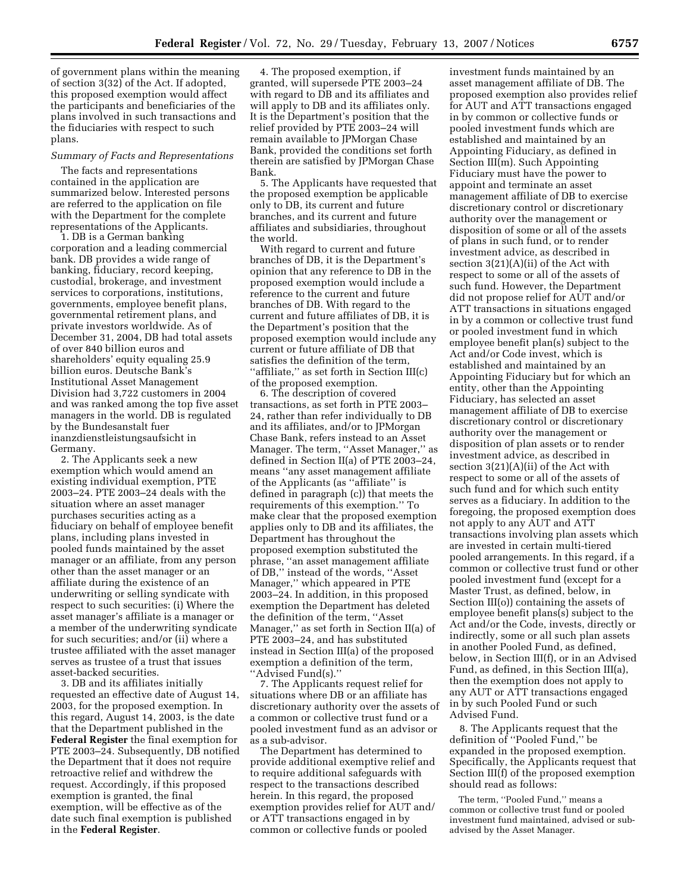of government plans within the meaning of section 3(32) of the Act. If adopted, this proposed exemption would affect the participants and beneficiaries of the plans involved in such transactions and the fiduciaries with respect to such plans.

*Summary of Facts and Representations*

The facts and representations contained in the application are summarized below. Interested persons are referred to the application on file with the Department for the complete representations of the Applicants.

1. DB is a German banking corporation and a leading commercial bank. DB provides a wide range of banking, fiduciary, record keeping, custodial, brokerage, and investment services to corporations, institutions, governments, employee benefit plans, governmental retirement plans, and private investors worldwide. As of December 31, 2004, DB had total assets of over 840 billion euros and shareholders' equity equaling 25.9 billion euros. Deutsche Bank's Institutional Asset Management Division had 3,722 customers in 2004 and was ranked among the top five asset managers in the world. DB is regulated by the Bundesanstalt fuer inanzdienstleistungsaufsicht in Germany.

2. The Applicants seek a new exemption which would amend an existing individual exemption, PTE 2003–24. PTE 2003–24 deals with the situation where an asset manager purchases securities acting as a fiduciary on behalf of employee benefit plans, including plans invested in pooled funds maintained by the asset manager or an affiliate, from any person other than the asset manager or an affiliate during the existence of an underwriting or selling syndicate with respect to such securities: (i) Where the asset manager's affiliate is a manager or a member of the underwriting syndicate for such securities; and/or (ii) where a trustee affiliated with the asset manager serves as trustee of a trust that issues asset-backed securities.

3. DB and its affiliates initially requested an effective date of August 14, 2003, for the proposed exemption. In this regard, August 14, 2003, is the date that the Department published in the **Federal Register** the final exemption for PTE 2003–24. Subsequently, DB notified the Department that it does not require retroactive relief and withdrew the request. Accordingly, if this proposed exemption is granted, the final exemption, will be effective as of the date such final exemption is published in the **Federal Register**.

4. The proposed exemption, if granted, will supersede PTE 2003–24 with regard to DB and its affiliates and will apply to DB and its affiliates only. It is the Department's position that the relief provided by PTE 2003–24 will remain available to JPMorgan Chase Bank, provided the conditions set forth therein are satisfied by JPMorgan Chase Bank.

5. The Applicants have requested that the proposed exemption be applicable only to DB, its current and future branches, and its current and future affiliates and subsidiaries, throughout the world.

With regard to current and future branches of DB, it is the Department's opinion that any reference to DB in the proposed exemption would include a reference to the current and future branches of DB. With regard to the current and future affiliates of DB, it is the Department's position that the proposed exemption would include any current or future affiliate of DB that satisfies the definition of the term, ''affiliate,'' as set forth in Section III(c) of the proposed exemption.

6. The description of covered transactions, as set forth in PTE 2003–24, rather than refer individually to DB and its affiliates, and/or to JPMorgan Chase Bank, refers instead to an Asset Manager. The term, ''Asset Manager,'' as defined in Section II(a) of PTE 2003–24, means ''any asset management affiliate of the Applicants (as ''affiliate'' is defined in paragraph (c)) that meets the requirements of this exemption.'' To make clear that the proposed exemption applies only to DB and its affiliates, the Department has throughout the proposed exemption substituted the phrase, ''an asset management affiliate of DB,'' instead of the words, ''Asset Manager,'' which appeared in PTE 2003–24. In addition, in this proposed exemption the Department has deleted the definition of the term, ''Asset Manager,'' as set forth in Section II(a) of PTE 2003–24, and has substituted instead in Section III(a) of the proposed exemption a definition of the term, ''Advised Fund(s).''

7. The Applicants request relief for situations where DB or an affiliate has discretionary authority over the assets of a common or collective trust fund or a pooled investment fund as an advisor or as a sub-advisor.

The Department has determined to provide additional exemptive relief and to require additional safeguards with respect to the transactions described herein. In this regard, the proposed exemption provides relief for AUT and/or ATT transactions engaged in by common or collective funds or pooled investment funds maintained by an asset management affiliate of DB. The proposed exemption also provides relief for AUT and ATT transactions engaged in by common or collective funds or pooled investment funds which are established and maintained by an Appointing Fiduciary, as defined in Section III(m). Such Appointing Fiduciary must have the power to appoint and terminate an asset management affiliate of DB to exercise discretionary control or discretionary authority over the management or disposition of some or all of the assets of plans in such fund, or to render investment advice, as described in section 3(21)(A)(ii) of the Act with respect to some or all of the assets of such fund. However, the Department did not propose relief for AUT and/or ATT transactions in situations engaged in by a common or collective trust fund or pooled investment fund in which employee benefit plan(s) subject to the Act and/or Code invest, which is established and maintained by an Appointing Fiduciary but for which an entity, other than the Appointing Fiduciary, has selected an asset management affiliate of DB to exercise discretionary control or discretionary authority over the management or disposition of plan assets or to render investment advice, as described in section 3(21)(A)(ii) of the Act with respect to some or all of the assets of such fund and for which such entity serves as a fiduciary. In addition to the foregoing, the proposed exemption does not apply to any AUT and ATT transactions involving plan assets which are invested in certain multi-tiered pooled arrangements. In this regard, if a common or collective trust fund or other pooled investment fund (except for a Master Trust, as defined, below, in Section III(o)) containing the assets of employee benefit plans(s) subject to the Act and/or the Code, invests, directly or indirectly, some or all such plan assets in another Pooled Fund, as defined, below, in Section III(f), or in an Advised Fund, as defined, in this Section III(a), then the exemption does not apply to any AUT or ATT transactions engaged in by such Pooled Fund or such Advised Fund.

8. The Applicants request that the definition of ''Pooled Fund,'' be expanded in the proposed exemption. Specifically, the Applicants request that Section III(f) of the proposed exemption should read as follows:

> The term, ''Pooled Fund,'' means a common or collective trust fund or pooled investment fund maintained, advised or sub-advised by the Asset Manager.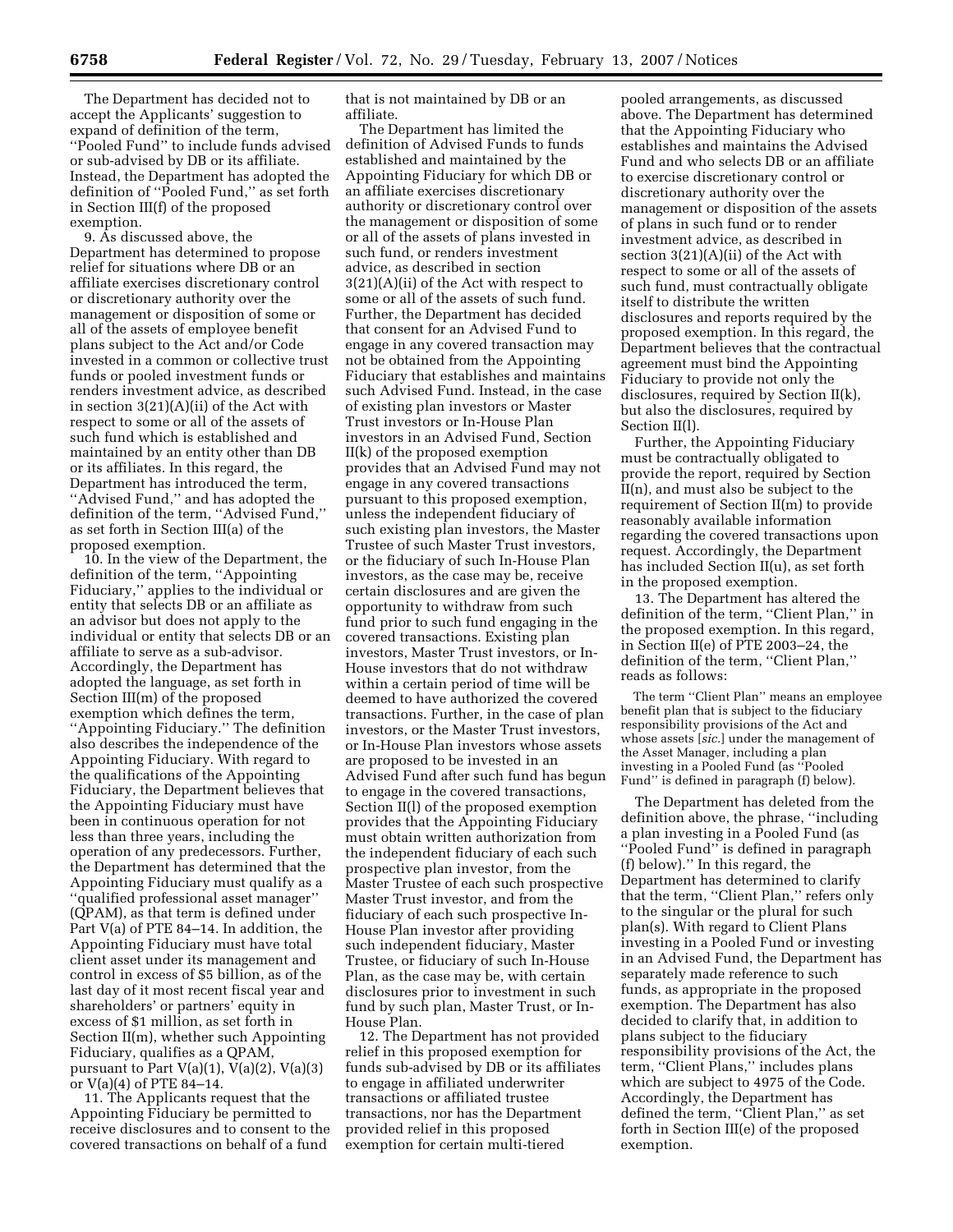The Department has decided not to accept the Applicants' suggestion to expand of definition of the term, ''Pooled Fund'' to include funds advised or sub-advised by DB or its affiliate. Instead, the Department has adopted the definition of ''Pooled Fund,'' as set forth in Section III(f) of the proposed exemption.

9. As discussed above, the Department has determined to propose relief for situations where DB or an affiliate exercises discretionary control or discretionary authority over the management or disposition of some or all of the assets of employee benefit plans subject to the Act and/or Code invested in a common or collective trust funds or pooled investment funds or renders investment advice, as described in section 3(21)(A)(ii) of the Act with respect to some or all of the assets of such fund which is established and maintained by an entity other than DB or its affiliates. In this regard, the Department has introduced the term, ''Advised Fund,'' and has adopted the definition of the term, ''Advised Fund,'' as set forth in Section III(a) of the proposed exemption.

10. In the view of the Department, the definition of the term, ''Appointing Fiduciary,'' applies to the individual or entity that selects DB or an affiliate as an advisor but does not apply to the individual or entity that selects DB or an affiliate to serve as a sub-advisor. Accordingly, the Department has adopted the language, as set forth in Section III(m) of the proposed exemption which defines the term, ''Appointing Fiduciary.'' The definition also describes the independence of the Appointing Fiduciary. With regard to the qualifications of the Appointing Fiduciary, the Department believes that the Appointing Fiduciary must have been in continuous operation for not less than three years, including the operation of any predecessors. Further, the Department has determined that the Appointing Fiduciary must qualify as a ''qualified professional asset manager'' (QPAM), as that term is defined under Part V(a) of PTE 84–14. In addition, the Appointing Fiduciary must have total client asset under its management and control in excess of $5 billion, as of the last day of it most recent fiscal year and shareholders' or partners' equity in excess of $1 million, as set forth in Section II(m), whether such Appointing Fiduciary, qualifies as a QPAM, pursuant to Part V(a)(1), V(a)(2), V(a)(3) or V(a)(4) of PTE 84–14.

11. The Applicants request that the Appointing Fiduciary be permitted to receive disclosures and to consent to the covered transactions on behalf of a fund that is not maintained by DB or an affiliate.

The Department has limited the definition of Advised Funds to funds established and maintained by the Appointing Fiduciary for which DB or an affiliate exercises discretionary authority or discretionary control over the management or disposition of some or all of the assets of plans invested in such fund, or renders investment advice, as described in section 3(21)(A)(ii) of the Act with respect to some or all of the assets of such fund. Further, the Department has decided that consent for an Advised Fund to engage in any covered transaction may not be obtained from the Appointing Fiduciary that establishes and maintains such Advised Fund. Instead, in the case of existing plan investors or Master Trust investors or In-House Plan investors in an Advised Fund, Section II(k) of the proposed exemption provides that an Advised Fund may not engage in any covered transactions pursuant to this proposed exemption, unless the independent fiduciary of such existing plan investors, the Master Trustee of such Master Trust investors, or the fiduciary of such In-House Plan investors, as the case may be, receive certain disclosures and are given the opportunity to withdraw from such fund prior to such fund engaging in the covered transactions. Existing plan investors, Master Trust investors, or In-House investors that do not withdraw within a certain period of time will be deemed to have authorized the covered transactions. Further, in the case of plan investors, or the Master Trust investors, or In-House Plan investors whose assets are proposed to be invested in an Advised Fund after such fund has begun to engage in the covered transactions, Section II(l) of the proposed exemption provides that the Appointing Fiduciary must obtain written authorization from the independent fiduciary of each such prospective plan investor, from the Master Trustee of each such prospective Master Trust investor, and from the fiduciary of each such prospective In-House Plan investor after providing such independent fiduciary, Master Trustee, or fiduciary of such In-House Plan, as the case may be, with certain disclosures prior to investment in such fund by such plan, Master Trust, or In-House Plan.

12. The Department has not provided relief in this proposed exemption for funds sub-advised by DB or its affiliates to engage in affiliated underwriter transactions or affiliated trustee transactions, nor has the Department provided relief in this proposed exemption for certain multi-tiered pooled arrangements, as discussed above. The Department has determined that the Appointing Fiduciary who establishes and maintains the Advised Fund and who selects DB or an affiliate to exercise discretionary control or discretionary authority over the management or disposition of the assets of plans in such fund or to render investment advice, as described in section 3(21)(A)(ii) of the Act with respect to some or all of the assets of such fund, must contractually obligate itself to distribute the written disclosures and reports required by the proposed exemption. In this regard, the Department believes that the contractual agreement must bind the Appointing Fiduciary to provide not only the disclosures, required by Section II(k), but also the disclosures, required by Section II(l).

Further, the Appointing Fiduciary must be contractually obligated to provide the report, required by Section II(n), and must also be subject to the requirement of Section II(m) to provide reasonably available information regarding the covered transactions upon request. Accordingly, the Department has included Section II(u), as set forth in the proposed exemption.

13. The Department has altered the definition of the term, ''Client Plan,'' in the proposed exemption. In this regard, in Section II(e) of PTE 2003–24, the definition of the term, ''Client Plan,'' reads as follows:

> The term ''Client Plan'' means an employee benefit plan that is subject to the fiduciary responsibility provisions of the Act and whose assets [*sic.*] under the management of the Asset Manager, including a plan investing in a Pooled Fund (as ''Pooled Fund'' is defined in paragraph (f) below).

The Department has deleted from the definition above, the phrase, ''including a plan investing in a Pooled Fund (as ''Pooled Fund'' is defined in paragraph (f) below).'' In this regard, the Department has determined to clarify that the term, ''Client Plan,'' refers only to the singular or the plural for such plan(s). With regard to Client Plans investing in a Pooled Fund or investing in an Advised Fund, the Department has separately made reference to such funds, as appropriate in the proposed exemption. The Department has also decided to clarify that, in addition to plans subject to the fiduciary responsibility provisions of the Act, the term, ''Client Plans,'' includes plans which are subject to 4975 of the Code. Accordingly, the Department has defined the term, ''Client Plan,'' as set forth in Section III(e) of the proposed exemption.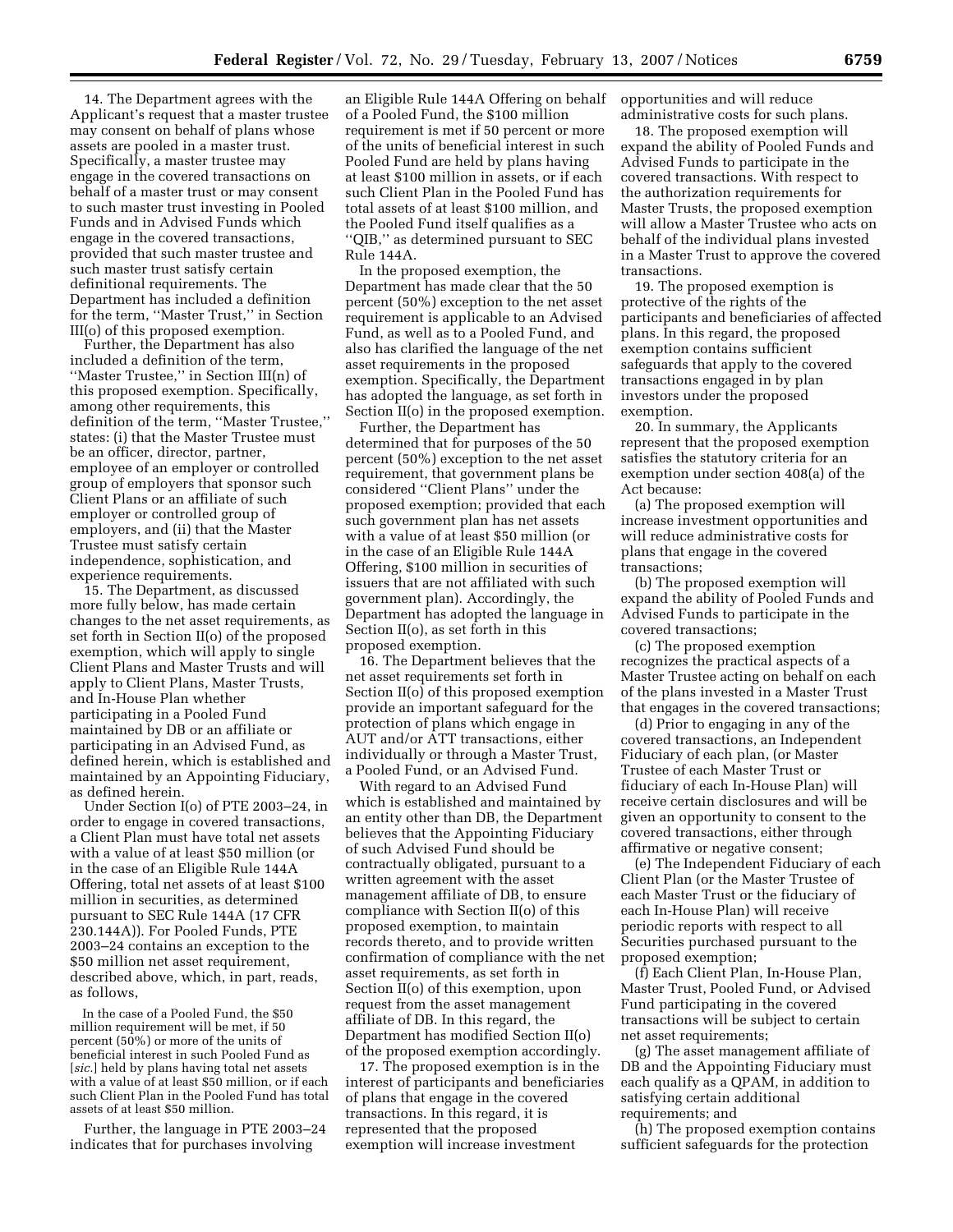14. The Department agrees with the Applicant's request that a master trustee may consent on behalf of plans whose assets are pooled in a master trust. Specifically, a master trustee may engage in the covered transactions on behalf of a master trust or may consent to such master trust investing in Pooled Funds and in Advised Funds which engage in the covered transactions, provided that such master trustee and such master trust satisfy certain definitional requirements. The Department has included a definition for the term, ''Master Trust,'' in Section III(o) of this proposed exemption.

Further, the Department has also included a definition of the term, ''Master Trustee,'' in Section III(n) of this proposed exemption. Specifically, among other requirements, this definition of the term, ''Master Trustee,'' states: (i) that the Master Trustee must be an officer, director, partner, employee of an employer or controlled group of employers that sponsor such Client Plans or an affiliate of such employer or controlled group of employers, and (ii) that the Master Trustee must satisfy certain independence, sophistication, and experience requirements.

15. The Department, as discussed more fully below, has made certain changes to the net asset requirements, as set forth in Section II(o) of the proposed exemption, which will apply to single Client Plans and Master Trusts and will apply to Client Plans, Master Trusts, and In-House Plan whether participating in a Pooled Fund maintained by DB or an affiliate or participating in an Advised Fund, as defined herein, which is established and maintained by an Appointing Fiduciary, as defined herein.

Under Section I(o) of PTE 2003–24, in order to engage in covered transactions, a Client Plan must have total net assets with a value of at least $50 million (or in the case of an Eligible Rule 144A Offering, total net assets of at least $100 million in securities, as determined pursuant to SEC Rule 144A (17 CFR 230.144A)). For Pooled Funds, PTE 2003–24 contains an exception to the $50 million net asset requirement, described above, which, in part, reads, as follows,

> In the case of a Pooled Fund, the $50 million requirement will be met, if 50 percent (50%) or more of the units of beneficial interest in such Pooled Fund as [*sic.*] held by plans having total net assets with a value of at least $50 million, or if each such Client Plan in the Pooled Fund has total assets of at least $50 million.

Further, the language in PTE 2003–24 indicates that for purchases involving an Eligible Rule 144A Offering on behalf of a Pooled Fund, the $100 million requirement is met if 50 percent or more of the units of beneficial interest in such Pooled Fund are held by plans having at least $100 million in assets, or if each such Client Plan in the Pooled Fund has total assets of at least $100 million, and the Pooled Fund itself qualifies as a ''QIB,'' as determined pursuant to SEC Rule 144A.

In the proposed exemption, the Department has made clear that the 50 percent (50%) exception to the net asset requirement is applicable to an Advised Fund, as well as to a Pooled Fund, and also has clarified the language of the net asset requirements in the proposed exemption. Specifically, the Department has adopted the language, as set forth in Section II(o) in the proposed exemption.

Further, the Department has determined that for purposes of the 50 percent (50%) exception to the net asset requirement, that government plans be considered ''Client Plans'' under the proposed exemption; provided that each such government plan has net assets with a value of at least $50 million (or in the case of an Eligible Rule 144A Offering, $100 million in securities of issuers that are not affiliated with such government plan). Accordingly, the Department has adopted the language in Section II(o), as set forth in this proposed exemption.

16. The Department believes that the net asset requirements set forth in Section II(o) of this proposed exemption provide an important safeguard for the protection of plans which engage in AUT and/or ATT transactions, either individually or through a Master Trust, a Pooled Fund, or an Advised Fund.

With regard to an Advised Fund which is established and maintained by an entity other than DB, the Department believes that the Appointing Fiduciary of such Advised Fund should be contractually obligated, pursuant to a written agreement with the asset management affiliate of DB, to ensure compliance with Section II(o) of this proposed exemption, to maintain records thereto, and to provide written confirmation of compliance with the net asset requirements, as set forth in Section II(o) of this exemption, upon request from the asset management affiliate of DB. In this regard, the Department has modified Section II(o) of the proposed exemption accordingly.

17. The proposed exemption is in the interest of participants and beneficiaries of plans that engage in the covered transactions. In this regard, it is represented that the proposed exemption will increase investment opportunities and will reduce administrative costs for such plans.

18. The proposed exemption will expand the ability of Pooled Funds and Advised Funds to participate in the covered transactions. With respect to the authorization requirements for Master Trusts, the proposed exemption will allow a Master Trustee who acts on behalf of the individual plans invested in a Master Trust to approve the covered transactions.

19. The proposed exemption is protective of the rights of the participants and beneficiaries of affected plans. In this regard, the proposed exemption contains sufficient safeguards that apply to the covered transactions engaged in by plan investors under the proposed exemption.

20. In summary, the Applicants represent that the proposed exemption satisfies the statutory criteria for an exemption under section 408(a) of the Act because:

(a) The proposed exemption will increase investment opportunities and will reduce administrative costs for plans that engage in the covered transactions;

(b) The proposed exemption will expand the ability of Pooled Funds and Advised Funds to participate in the covered transactions;

(c) The proposed exemption recognizes the practical aspects of a Master Trustee acting on behalf on each of the plans invested in a Master Trust that engages in the covered transactions;

(d) Prior to engaging in any of the covered transactions, an Independent Fiduciary of each plan, (or Master Trustee of each Master Trust or fiduciary of each In-House Plan) will receive certain disclosures and will be given an opportunity to consent to the covered transactions, either through affirmative or negative consent;

(e) The Independent Fiduciary of each Client Plan (or the Master Trustee of each Master Trust or the fiduciary of each In-House Plan) will receive periodic reports with respect to all Securities purchased pursuant to the proposed exemption;

(f) Each Client Plan, In-House Plan, Master Trust, Pooled Fund, or Advised Fund participating in the covered transactions will be subject to certain net asset requirements;

(g) The asset management affiliate of DB and the Appointing Fiduciary must each qualify as a QPAM, in addition to satisfying certain additional requirements; and

(h) The proposed exemption contains sufficient safeguards for the protection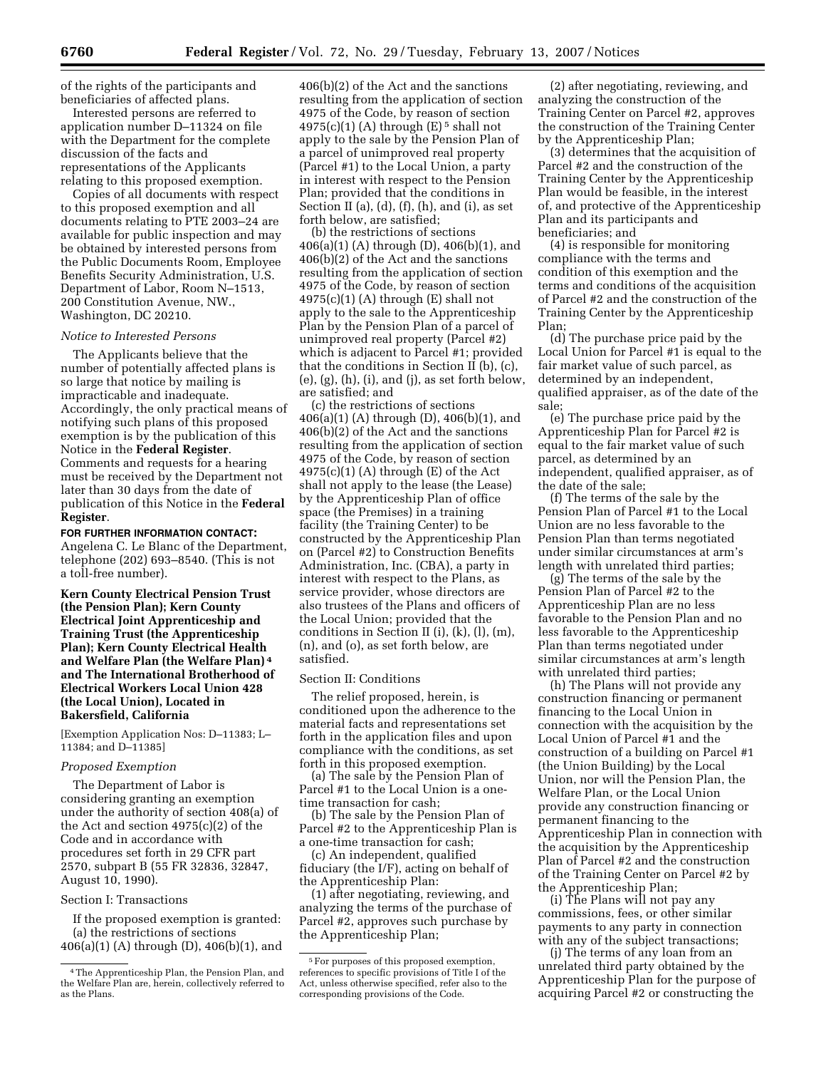of the rights of the participants and beneficiaries of affected plans.

Interested persons are referred to application number D–11324 on file with the Department for the complete discussion of the facts and representations of the Applicants relating to this proposed exemption.

Copies of all documents with respect to this proposed exemption and all documents relating to PTE 2003–24 are available for public inspection and may be obtained by interested persons from the Public Documents Room, Employee Benefits Security Administration, U.S. Department of Labor, Room N–1513, 200 Constitution Avenue, NW., Washington, DC 20210.

*Notice to Interested Persons*

The Applicants believe that the number of potentially affected plans is so large that notice by mailing is impracticable and inadequate. Accordingly, the only practical means of notifying such plans of this proposed exemption is by the publication of this Notice in the **Federal Register**. Comments and requests for a hearing must be received by the Department not later than 30 days from the date of publication of this Notice in the **Federal Register**.

**FOR FURTHER INFORMATION CONTACT:** Angelena C. Le Blanc of the Department, telephone (202) 693–8540. (This is not a toll-free number).

**Kern County Electrical Pension Trust (the Pension Plan); Kern County Electrical Joint Apprenticeship and Training Trust (the Apprenticeship Plan); Kern County Electrical Health and Welfare Plan (the Welfare Plan)[4] and The International Brotherhood of Electrical Workers Local Union 428 (the Local Union), Located in Bakersfield, California**

[Exemption Application Nos: D–11383; L–11384; and D–11385]

*Proposed Exemption*

The Department of Labor is considering granting an exemption under the authority of section 408(a) of the Act and section 4975(c)(2) of the Code and in accordance with procedures set forth in 29 CFR part 2570, subpart B (55 FR 32836, 32847, August 10, 1990).

Section I: Transactions

If the proposed exemption is granted:

(a) the restrictions of sections 406(a)(1) (A) through (D), 406(b)(1), and 406(b)(2) of the Act and the sanctions resulting from the application of section 4975 of the Code, by reason of section 4975(c)(1) (A) through (E)[5] shall not apply to the sale by the Pension Plan of a parcel of unimproved real property (Parcel #1) to the Local Union, a party in interest with respect to the Pension Plan; provided that the conditions in Section II (a), (d), (f), (h), and (i), as set forth below, are satisfied;

(b) the restrictions of sections 406(a)(1) (A) through (D), 406(b)(1), and 406(b)(2) of the Act and the sanctions resulting from the application of section 4975 of the Code, by reason of section 4975(c)(1) (A) through (E) shall not apply to the sale to the Apprenticeship Plan by the Pension Plan of a parcel of unimproved real property (Parcel #2) which is adjacent to Parcel #1; provided that the conditions in Section II (b), (c), (e), (g), (h), (i), and (j), as set forth below, are satisfied; and

(c) the restrictions of sections 406(a)(1) (A) through (D), 406(b)(1), and 406(b)(2) of the Act and the sanctions resulting from the application of section 4975 of the Code, by reason of section 4975(c)(1) (A) through (E) of the Act shall not apply to the lease (the Lease) by the Apprenticeship Plan of office space (the Premises) in a training facility (the Training Center) to be constructed by the Apprenticeship Plan on (Parcel #2) to Construction Benefits Administration, Inc. (CBA), a party in interest with respect to the Plans, as service provider, whose directors are also trustees of the Plans and officers of the Local Union; provided that the conditions in Section II (i), (k), (l), (m), (n), and (o), as set forth below, are satisfied.

Section II: Conditions

The relief proposed, herein, is conditioned upon the adherence to the material facts and representations set forth in the application files and upon compliance with the conditions, as set forth in this proposed exemption.

(a) The sale by the Pension Plan of Parcel #1 to the Local Union is a one-time transaction for cash;

(b) The sale by the Pension Plan of Parcel #2 to the Apprenticeship Plan is a one-time transaction for cash;

(c) An independent, qualified fiduciary (the I/F), acting on behalf of the Apprenticeship Plan:

(1) after negotiating, reviewing, and analyzing the terms of the purchase of Parcel #2, approves such purchase by the Apprenticeship Plan;

(2) after negotiating, reviewing, and analyzing the construction of the Training Center on Parcel #2, approves the construction of the Training Center by the Apprenticeship Plan;

(3) determines that the acquisition of Parcel #2 and the construction of the Training Center by the Apprenticeship Plan would be feasible, in the interest of, and protective of the Apprenticeship Plan and its participants and beneficiaries; and

(4) is responsible for monitoring compliance with the terms and condition of this exemption and the terms and conditions of the acquisition of Parcel #2 and the construction of the Training Center by the Apprenticeship Plan;

(d) The purchase price paid by the Local Union for Parcel #1 is equal to the fair market value of such parcel, as determined by an independent, qualified appraiser, as of the date of the sale;

(e) The purchase price paid by the Apprenticeship Plan for Parcel #2 is equal to the fair market value of such parcel, as determined by an independent, qualified appraiser, as of the date of the sale;

(f) The terms of the sale by the Pension Plan of Parcel #1 to the Local Union are no less favorable to the Pension Plan than terms negotiated under similar circumstances at arm's length with unrelated third parties;

(g) The terms of the sale by the Pension Plan of Parcel #2 to the Apprenticeship Plan are no less favorable to the Pension Plan and no less favorable to the Apprenticeship Plan than terms negotiated under similar circumstances at arm's length with unrelated third parties;

(h) The Plans will not provide any construction financing or permanent financing to the Local Union in connection with the acquisition by the Local Union of Parcel #1 and the construction of a building on Parcel #1 (the Union Building) by the Local Union, nor will the Pension Plan, the Welfare Plan, or the Local Union provide any construction financing or permanent financing to the Apprenticeship Plan in connection with the acquisition by the Apprenticeship Plan of Parcel #2 and the construction of the Training Center on Parcel #2 by the Apprenticeship Plan;

(i) The Plans will not pay any commissions, fees, or other similar payments to any party in connection with any of the subject transactions;

(j) The terms of any loan from an unrelated third party obtained by the Apprenticeship Plan for the purpose of acquiring Parcel #2 or constructing the

[4] The Apprenticeship Plan, the Pension Plan, and the Welfare Plan are, herein, collectively referred to as the Plans.

[5] For purposes of this proposed exemption, references to specific provisions of Title I of the Act, unless otherwise specified, refer also to the corresponding provisions of the Code.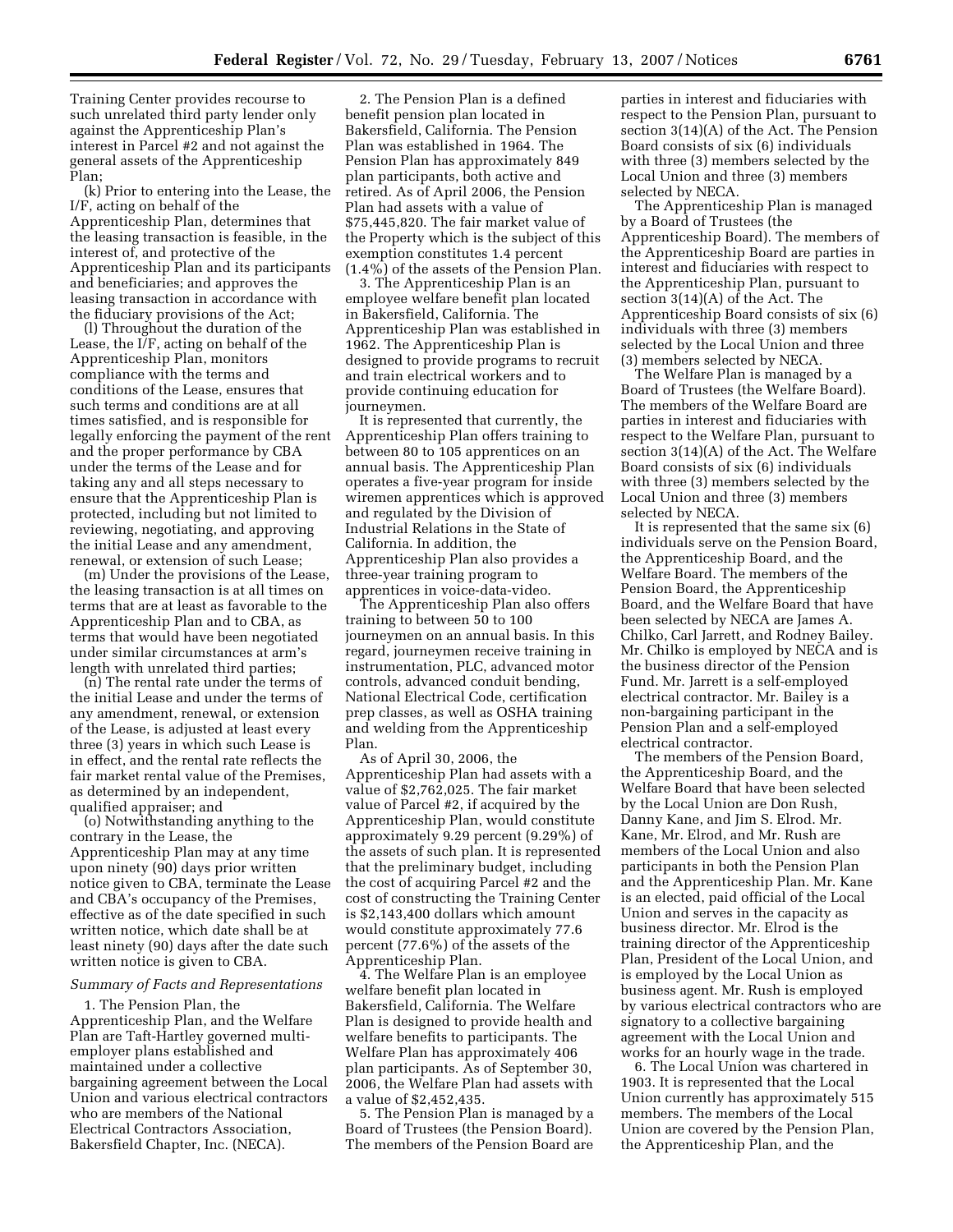Training Center provides recourse to such unrelated third party lender only against the Apprenticeship Plan's interest in Parcel #2 and not against the general assets of the Apprenticeship Plan;

(k) Prior to entering into the Lease, the I/F, acting on behalf of the Apprenticeship Plan, determines that the leasing transaction is feasible, in the interest of, and protective of the Apprenticeship Plan and its participants and beneficiaries; and approves the leasing transaction in accordance with the fiduciary provisions of the Act;

(l) Throughout the duration of the Lease, the I/F, acting on behalf of the Apprenticeship Plan, monitors compliance with the terms and conditions of the Lease, ensures that such terms and conditions are at all times satisfied, and is responsible for legally enforcing the payment of the rent and the proper performance by CBA under the terms of the Lease and for taking any and all steps necessary to ensure that the Apprenticeship Plan is protected, including but not limited to reviewing, negotiating, and approving the initial Lease and any amendment, renewal, or extension of such Lease;

(m) Under the provisions of the Lease, the leasing transaction is at all times on terms that are at least as favorable to the Apprenticeship Plan and to CBA, as terms that would have been negotiated under similar circumstances at arm's length with unrelated third parties;

(n) The rental rate under the terms of the initial Lease and under the terms of any amendment, renewal, or extension of the Lease, is adjusted at least every three (3) years in which such Lease is in effect, and the rental rate reflects the fair market rental value of the Premises, as determined by an independent, qualified appraiser; and

(o) Notwithstanding anything to the contrary in the Lease, the Apprenticeship Plan may at any time upon ninety (90) days prior written notice given to CBA, terminate the Lease and CBA's occupancy of the Premises, effective as of the date specified in such written notice, which date shall be at least ninety (90) days after the date such written notice is given to CBA.

*Summary of Facts and Representations*

1. The Pension Plan, the Apprenticeship Plan, and the Welfare Plan are Taft-Hartley governed multi-employer plans established and maintained under a collective bargaining agreement between the Local Union and various electrical contractors who are members of the National Electrical Contractors Association, Bakersfield Chapter, Inc. (NECA).

2. The Pension Plan is a defined benefit pension plan located in Bakersfield, California. The Pension Plan was established in 1964. The Pension Plan has approximately 849 plan participants, both active and retired. As of April 2006, the Pension Plan had assets with a value of $75,445,820. The fair market value of the Property which is the subject of this exemption constitutes 1.4 percent (1.4%) of the assets of the Pension Plan.

3. The Apprenticeship Plan is an employee welfare benefit plan located in Bakersfield, California. The Apprenticeship Plan was established in 1962. The Apprenticeship Plan is designed to provide programs to recruit and train electrical workers and to provide continuing education for journeymen.

It is represented that currently, the Apprenticeship Plan offers training to between 80 to 105 apprentices on an annual basis. The Apprenticeship Plan operates a five-year program for inside wiremen apprentices which is approved and regulated by the Division of Industrial Relations in the State of California. In addition, the Apprenticeship Plan also provides a three-year training program to apprentices in voice-data-video.

The Apprenticeship Plan also offers training to between 50 to 100 journeymen on an annual basis. In this regard, journeymen receive training in instrumentation, PLC, advanced motor controls, advanced conduit bending, National Electrical Code, certification prep classes, as well as OSHA training and welding from the Apprenticeship Plan.

As of April 30, 2006, the Apprenticeship Plan had assets with a value of $2,762,025. The fair market value of Parcel #2, if acquired by the Apprenticeship Plan, would constitute approximately 9.29 percent (9.29%) of the assets of such plan. It is represented that the preliminary budget, including the cost of acquiring Parcel #2 and the cost of constructing the Training Center is $2,143,400 dollars which amount would constitute approximately 77.6 percent (77.6%) of the assets of the Apprenticeship Plan.

4. The Welfare Plan is an employee welfare benefit plan located in Bakersfield, California. The Welfare Plan is designed to provide health and welfare benefits to participants. The Welfare Plan has approximately 406 plan participants. As of September 30, 2006, the Welfare Plan had assets with a value of $2,452,435.

5. The Pension Plan is managed by a Board of Trustees (the Pension Board). The members of the Pension Board are parties in interest and fiduciaries with respect to the Pension Plan, pursuant to section 3(14)(A) of the Act. The Pension Board consists of six (6) individuals with three (3) members selected by the Local Union and three (3) members selected by NECA.

The Apprenticeship Plan is managed by a Board of Trustees (the Apprenticeship Board). The members of the Apprenticeship Board are parties in interest and fiduciaries with respect to the Apprenticeship Plan, pursuant to section 3(14)(A) of the Act. The Apprenticeship Board consists of six (6) individuals with three (3) members selected by the Local Union and three (3) members selected by NECA.

The Welfare Plan is managed by a Board of Trustees (the Welfare Board). The members of the Welfare Board are parties in interest and fiduciaries with respect to the Welfare Plan, pursuant to section 3(14)(A) of the Act. The Welfare Board consists of six (6) individuals with three (3) members selected by the Local Union and three (3) members selected by NECA.

It is represented that the same six (6) individuals serve on the Pension Board, the Apprenticeship Board, and the Welfare Board. The members of the Pension Board, the Apprenticeship Board, and the Welfare Board that have been selected by NECA are James A. Chilko, Carl Jarrett, and Rodney Bailey. Mr. Chilko is employed by NECA and is the business director of the Pension Fund. Mr. Jarrett is a self-employed electrical contractor. Mr. Bailey is a non-bargaining participant in the Pension Plan and a self-employed electrical contractor.

The members of the Pension Board, the Apprenticeship Board, and the Welfare Board that have been selected by the Local Union are Don Rush, Danny Kane, and Jim S. Elrod. Mr. Kane, Mr. Elrod, and Mr. Rush are members of the Local Union and also participants in both the Pension Plan and the Apprenticeship Plan. Mr. Kane is an elected, paid official of the Local Union and serves in the capacity as business director. Mr. Elrod is the training director of the Apprenticeship Plan, President of the Local Union, and is employed by the Local Union as business agent. Mr. Rush is employed by various electrical contractors who are signatory to a collective bargaining agreement with the Local Union and works for an hourly wage in the trade.

6. The Local Union was chartered in 1903. It is represented that the Local Union currently has approximately 515 members. The members of the Local Union are covered by the Pension Plan, the Apprenticeship Plan, and the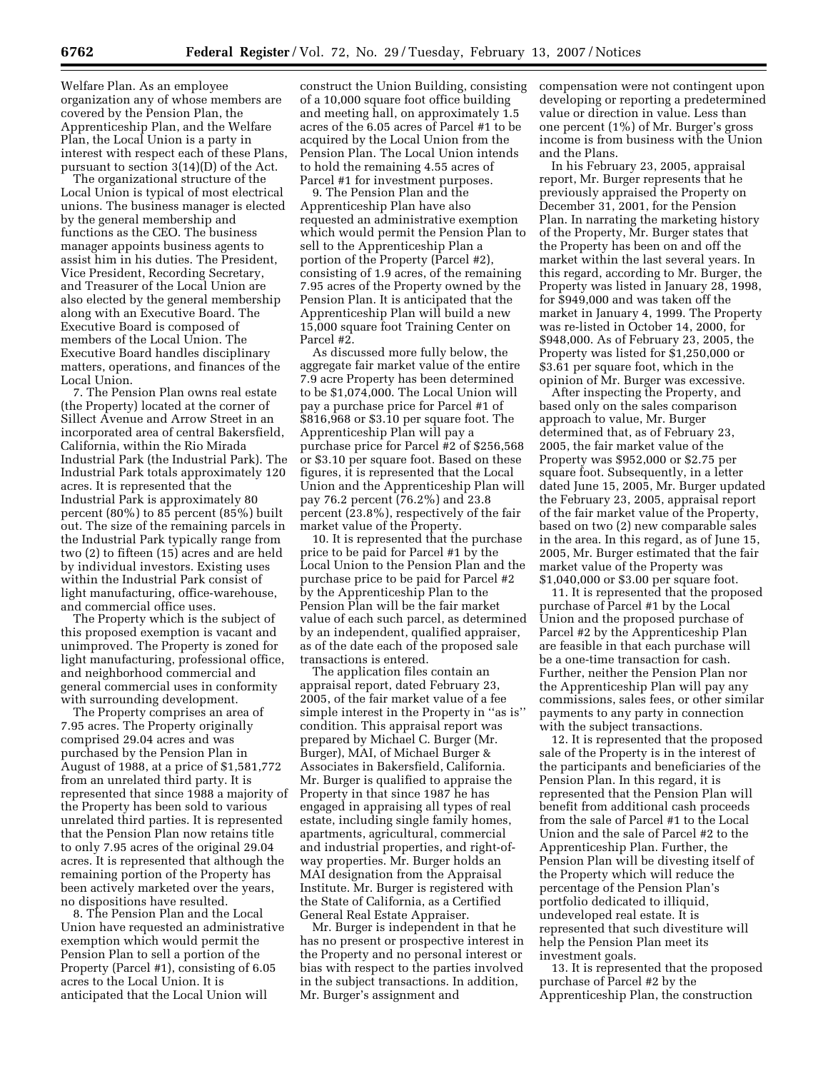Welfare Plan. As an employee organization any of whose members are covered by the Pension Plan, the Apprenticeship Plan, and the Welfare Plan, the Local Union is a party in interest with respect each of these Plans, pursuant to section 3(14)(D) of the Act.

The organizational structure of the Local Union is typical of most electrical unions. The business manager is elected by the general membership and functions as the CEO. The business manager appoints business agents to assist him in his duties. The President, Vice President, Recording Secretary, and Treasurer of the Local Union are also elected by the general membership along with an Executive Board. The Executive Board is composed of members of the Local Union. The Executive Board handles disciplinary matters, operations, and finances of the Local Union.

7. The Pension Plan owns real estate (the Property) located at the corner of Sillect Avenue and Arrow Street in an incorporated area of central Bakersfield, California, within the Rio Mirada Industrial Park (the Industrial Park). The Industrial Park totals approximately 120 acres. It is represented that the Industrial Park is approximately 80 percent (80%) to 85 percent (85%) built out. The size of the remaining parcels in the Industrial Park typically range from two (2) to fifteen (15) acres and are held by individual investors. Existing uses within the Industrial Park consist of light manufacturing, office-warehouse, and commercial office uses.

The Property which is the subject of this proposed exemption is vacant and unimproved. The Property is zoned for light manufacturing, professional office, and neighborhood commercial and general commercial uses in conformity with surrounding development.

The Property comprises an area of 7.95 acres. The Property originally comprised 29.04 acres and was purchased by the Pension Plan in August of 1988, at a price of $1,581,772 from an unrelated third party. It is represented that since 1988 a majority of the Property has been sold to various unrelated third parties. It is represented that the Pension Plan now retains title to only 7.95 acres of the original 29.04 acres. It is represented that although the remaining portion of the Property has been actively marketed over the years, no dispositions have resulted.

8. The Pension Plan and the Local Union have requested an administrative exemption which would permit the Pension Plan to sell a portion of the Property (Parcel #1), consisting of 6.05 acres to the Local Union. It is anticipated that the Local Union will construct the Union Building, consisting of a 10,000 square foot office building and meeting hall, on approximately 1.5 acres of the 6.05 acres of Parcel #1 to be acquired by the Local Union from the Pension Plan. The Local Union intends to hold the remaining 4.55 acres of Parcel #1 for investment purposes.

9. The Pension Plan and the Apprenticeship Plan have also requested an administrative exemption which would permit the Pension Plan to sell to the Apprenticeship Plan a portion of the Property (Parcel #2), consisting of 1.9 acres, of the remaining 7.95 acres of the Property owned by the Pension Plan. It is anticipated that the Apprenticeship Plan will build a new 15,000 square foot Training Center on Parcel #2.

As discussed more fully below, the aggregate fair market value of the entire 7.9 acre Property has been determined to be $1,074,000. The Local Union will pay a purchase price for Parcel #1 of $816,968 or $3.10 per square foot. The Apprenticeship Plan will pay a purchase price for Parcel #2 of $256,568 or $3.10 per square foot. Based on these figures, it is represented that the Local Union and the Apprenticeship Plan will pay 76.2 percent (76.2%) and 23.8 percent (23.8%), respectively of the fair market value of the Property.

10. It is represented that the purchase price to be paid for Parcel #1 by the Local Union to the Pension Plan and the purchase price to be paid for Parcel #2 by the Apprenticeship Plan to the Pension Plan will be the fair market value of each such parcel, as determined by an independent, qualified appraiser, as of the date each of the proposed sale transactions is entered.

The application files contain an appraisal report, dated February 23, 2005, of the fair market value of a fee simple interest in the Property in ''as is'' condition. This appraisal report was prepared by Michael C. Burger (Mr. Burger), MAI, of Michael Burger & Associates in Bakersfield, California. Mr. Burger is qualified to appraise the Property in that since 1987 he has engaged in appraising all types of real estate, including single family homes, apartments, agricultural, commercial and industrial properties, and right-of-way properties. Mr. Burger holds an MAI designation from the Appraisal Institute. Mr. Burger is registered with the State of California, as a Certified General Real Estate Appraiser.

Mr. Burger is independent in that he has no present or prospective interest in the Property and no personal interest or bias with respect to the parties involved in the subject transactions. In addition, Mr. Burger's assignment and compensation were not contingent upon developing or reporting a predetermined value or direction in value. Less than one percent (1%) of Mr. Burger's gross income is from business with the Union and the Plans.

In his February 23, 2005, appraisal report, Mr. Burger represents that he previously appraised the Property on December 31, 2001, for the Pension Plan. In narrating the marketing history of the Property, Mr. Burger states that the Property has been on and off the market within the last several years. In this regard, according to Mr. Burger, the Property was listed in January 28, 1998, for $949,000 and was taken off the market in January 4, 1999. The Property was re-listed in October 14, 2000, for $948,000. As of February 23, 2005, the Property was listed for $1,250,000 or $3.61 per square foot, which in the opinion of Mr. Burger was excessive.

After inspecting the Property, and based only on the sales comparison approach to value, Mr. Burger determined that, as of February 23, 2005, the fair market value of the Property was $952,000 or $2.75 per square foot. Subsequently, in a letter dated June 15, 2005, Mr. Burger updated the February 23, 2005, appraisal report of the fair market value of the Property, based on two (2) new comparable sales in the area. In this regard, as of June 15, 2005, Mr. Burger estimated that the fair market value of the Property was $1,040,000 or $3.00 per square foot.

11. It is represented that the proposed purchase of Parcel #1 by the Local Union and the proposed purchase of Parcel #2 by the Apprenticeship Plan are feasible in that each purchase will be a one-time transaction for cash. Further, neither the Pension Plan nor the Apprenticeship Plan will pay any commissions, sales fees, or other similar payments to any party in connection with the subject transactions.

12. It is represented that the proposed sale of the Property is in the interest of the participants and beneficiaries of the Pension Plan. In this regard, it is represented that the Pension Plan will benefit from additional cash proceeds from the sale of Parcel #1 to the Local Union and the sale of Parcel #2 to the Apprenticeship Plan. Further, the Pension Plan will be divesting itself of the Property which will reduce the percentage of the Pension Plan's portfolio dedicated to illiquid, undeveloped real estate. It is represented that such divestiture will help the Pension Plan meet its investment goals.

13. It is represented that the proposed purchase of Parcel #2 by the Apprenticeship Plan, the construction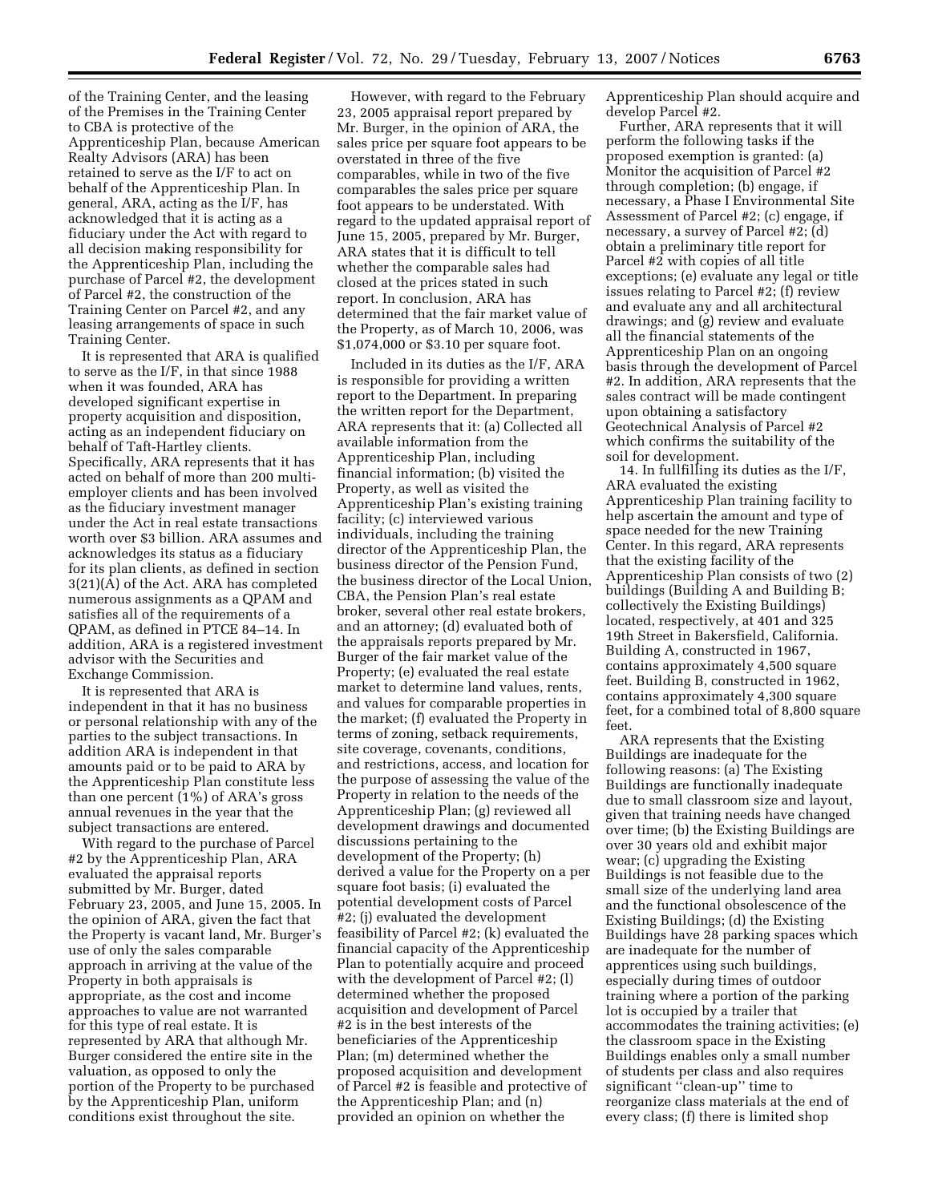of the Training Center, and the leasing of the Premises in the Training Center to CBA is protective of the Apprenticeship Plan, because American Realty Advisors (ARA) has been retained to serve as the I/F to act on behalf of the Apprenticeship Plan. In general, ARA, acting as the I/F, has acknowledged that it is acting as a fiduciary under the Act with regard to all decision making responsibility for the Apprenticeship Plan, including the purchase of Parcel #2, the development of Parcel #2, the construction of the Training Center on Parcel #2, and any leasing arrangements of space in such Training Center.

It is represented that ARA is qualified to serve as the I/F, in that since 1988 when it was founded, ARA has developed significant expertise in property acquisition and disposition, acting as an independent fiduciary on behalf of Taft-Hartley clients. Specifically, ARA represents that it has acted on behalf of more than 200 multi-employer clients and has been involved as the fiduciary investment manager under the Act in real estate transactions worth over $3 billion. ARA assumes and acknowledges its status as a fiduciary for its plan clients, as defined in section 3(21)(A) of the Act. ARA has completed numerous assignments as a QPAM and satisfies all of the requirements of a QPAM, as defined in PTCE 84–14. In addition, ARA is a registered investment advisor with the Securities and Exchange Commission.

It is represented that ARA is independent in that it has no business or personal relationship with any of the parties to the subject transactions. In addition ARA is independent in that amounts paid or to be paid to ARA by the Apprenticeship Plan constitute less than one percent (1%) of ARA's gross annual revenues in the year that the subject transactions are entered.

With regard to the purchase of Parcel #2 by the Apprenticeship Plan, ARA evaluated the appraisal reports submitted by Mr. Burger, dated February 23, 2005, and June 15, 2005. In the opinion of ARA, given the fact that the Property is vacant land, Mr. Burger's use of only the sales comparable approach in arriving at the value of the Property in both appraisals is appropriate, as the cost and income approaches to value are not warranted for this type of real estate. It is represented by ARA that although Mr. Burger considered the entire site in the valuation, as opposed to only the portion of the Property to be purchased by the Apprenticeship Plan, uniform conditions exist throughout the site.

However, with regard to the February 23, 2005 appraisal report prepared by Mr. Burger, in the opinion of ARA, the sales price per square foot appears to be overstated in three of the five comparables, while in two of the five comparables the sales price per square foot appears to be understated. With regard to the updated appraisal report of June 15, 2005, prepared by Mr. Burger, ARA states that it is difficult to tell whether the comparable sales had closed at the prices stated in such report. In conclusion, ARA has determined that the fair market value of the Property, as of March 10, 2006, was $1,074,000 or $3.10 per square foot.

Included in its duties as the I/F, ARA is responsible for providing a written report to the Department. In preparing the written report for the Department, ARA represents that it: (a) Collected all available information from the Apprenticeship Plan, including financial information; (b) visited the Property, as well as visited the Apprenticeship Plan's existing training facility; (c) interviewed various individuals, including the training director of the Apprenticeship Plan, the business director of the Pension Fund, the business director of the Local Union, CBA, the Pension Plan's real estate broker, several other real estate brokers, and an attorney; (d) evaluated both of the appraisals reports prepared by Mr. Burger of the fair market value of the Property; (e) evaluated the real estate market to determine land values, rents, and values for comparable properties in the market; (f) evaluated the Property in terms of zoning, setback requirements, site coverage, covenants, conditions, and restrictions, access, and location for the purpose of assessing the value of the Property in relation to the needs of the Apprenticeship Plan; (g) reviewed all development drawings and documented discussions pertaining to the development of the Property; (h) derived a value for the Property on a per square foot basis; (i) evaluated the potential development costs of Parcel #2; (j) evaluated the development feasibility of Parcel #2; (k) evaluated the financial capacity of the Apprenticeship Plan to potentially acquire and proceed with the development of Parcel #2; (l) determined whether the proposed acquisition and development of Parcel #2 is in the best interests of the beneficiaries of the Apprenticeship Plan; (m) determined whether the proposed acquisition and development of Parcel #2 is feasible and protective of the Apprenticeship Plan; and (n) provided an opinion on whether the Apprenticeship Plan should acquire and develop Parcel #2.

Further, ARA represents that it will perform the following tasks if the proposed exemption is granted: (a) Monitor the acquisition of Parcel #2 through completion; (b) engage, if necessary, a Phase I Environmental Site Assessment of Parcel #2; (c) engage, if necessary, a survey of Parcel #2; (d) obtain a preliminary title report for Parcel #2 with copies of all title exceptions; (e) evaluate any legal or title issues relating to Parcel #2; (f) review and evaluate any and all architectural drawings; and (g) review and evaluate all the financial statements of the Apprenticeship Plan on an ongoing basis through the development of Parcel #2. In addition, ARA represents that the sales contract will be made contingent upon obtaining a satisfactory Geotechnical Analysis of Parcel #2 which confirms the suitability of the soil for development.

14. In fullfilling its duties as the I/F, ARA evaluated the existing Apprenticeship Plan training facility to help ascertain the amount and type of space needed for the new Training Center. In this regard, ARA represents that the existing facility of the Apprenticeship Plan consists of two (2) buildings (Building A and Building B; collectively the Existing Buildings) located, respectively, at 401 and 325 19th Street in Bakersfield, California. Building A, constructed in 1967, contains approximately 4,500 square feet. Building B, constructed in 1962, contains approximately 4,300 square feet, for a combined total of 8,800 square feet.

ARA represents that the Existing Buildings are inadequate for the following reasons: (a) The Existing Buildings are functionally inadequate due to small classroom size and layout, given that training needs have changed over time; (b) the Existing Buildings are over 30 years old and exhibit major wear; (c) upgrading the Existing Buildings is not feasible due to the small size of the underlying land area and the functional obsolescence of the Existing Buildings; (d) the Existing Buildings have 28 parking spaces which are inadequate for the number of apprentices using such buildings, especially during times of outdoor training where a portion of the parking lot is occupied by a trailer that accommodates the training activities; (e) the classroom space in the Existing Buildings enables only a small number of students per class and also requires significant ''clean-up'' time to reorganize class materials at the end of every class; (f) there is limited shop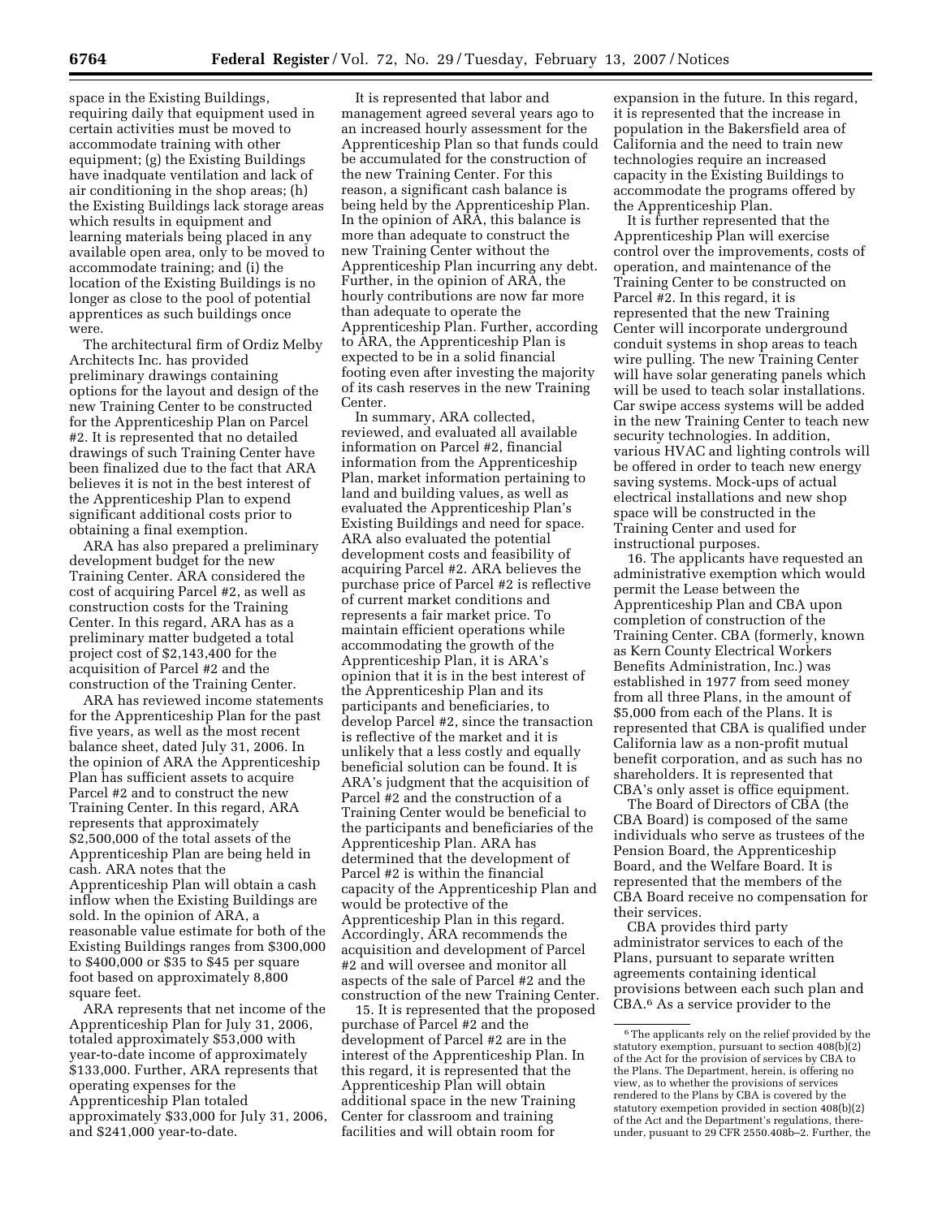space in the Existing Buildings, requiring daily that equipment used in certain activities must be moved to accommodate training with other equipment; (g) the Existing Buildings have inadquate ventilation and lack of air conditioning in the shop areas; (h) the Existing Buildings lack storage areas which results in equipment and learning materials being placed in any available open area, only to be moved to accommodate training; and (i) the location of the Existing Buildings is no longer as close to the pool of potential apprentices as such buildings once were.

The architectural firm of Ordiz Melby Architects Inc. has provided preliminary drawings containing options for the layout and design of the new Training Center to be constructed for the Apprenticeship Plan on Parcel #2. It is represented that no detailed drawings of such Training Center have been finalized due to the fact that ARA believes it is not in the best interest of the Apprenticeship Plan to expend significant additional costs prior to obtaining a final exemption.

ARA has also prepared a preliminary development budget for the new Training Center. ARA considered the cost of acquiring Parcel #2, as well as construction costs for the Training Center. In this regard, ARA has as a preliminary matter budgeted a total project cost of $2,143,400 for the acquisition of Parcel #2 and the construction of the Training Center.

ARA has reviewed income statements for the Apprenticeship Plan for the past five years, as well as the most recent balance sheet, dated July 31, 2006. In the opinion of ARA the Apprenticeship Plan has sufficient assets to acquire Parcel #2 and to construct the new Training Center. In this regard, ARA represents that approximately $2,500,000 of the total assets of the Apprenticeship Plan are being held in cash. ARA notes that the Apprenticeship Plan will obtain a cash inflow when the Existing Buildings are sold. In the opinion of ARA, a reasonable value estimate for both of the Existing Buildings ranges from $300,000 to $400,000 or $35 to $45 per square foot based on approximately 8,800 square feet.

ARA represents that net income of the Apprenticeship Plan for July 31, 2006, totaled approximately $53,000 with year-to-date income of approximately $133,000. Further, ARA represents that operating expenses for the Apprenticeship Plan totaled approximately $33,000 for July 31, 2006, and $241,000 year-to-date.

It is represented that labor and management agreed several years ago to an increased hourly assessment for the Apprenticeship Plan so that funds could be accumulated for the construction of the new Training Center. For this reason, a significant cash balance is being held by the Apprenticeship Plan. In the opinion of ARA, this balance is more than adequate to construct the new Training Center without the Apprenticeship Plan incurring any debt. Further, in the opinion of ARA, the hourly contributions are now far more than adequate to operate the Apprenticeship Plan. Further, according to ARA, the Apprenticeship Plan is expected to be in a solid financial footing even after investing the majority of its cash reserves in the new Training Center.

In summary, ARA collected, reviewed, and evaluated all available information on Parcel #2, financial information from the Apprenticeship Plan, market information pertaining to land and building values, as well as evaluated the Apprenticeship Plan's Existing Buildings and need for space. ARA also evaluated the potential development costs and feasibility of acquiring Parcel #2. ARA believes the purchase price of Parcel #2 is reflective of current market conditions and represents a fair market price. To maintain efficient operations while accommodating the growth of the Apprenticeship Plan, it is ARA's opinion that it is in the best interest of the Apprenticeship Plan and its participants and beneficiaries, to develop Parcel #2, since the transaction is reflective of the market and it is unlikely that a less costly and equally beneficial solution can be found. It is ARA's judgment that the acquisition of Parcel #2 and the construction of a Training Center would be beneficial to the participants and beneficiaries of the Apprenticeship Plan. ARA has determined that the development of Parcel #2 is within the financial capacity of the Apprenticeship Plan and would be protective of the Apprenticeship Plan in this regard. Accordingly, ARA recommends the acquisition and development of Parcel #2 and will oversee and monitor all aspects of the sale of Parcel #2 and the construction of the new Training Center.

15. It is represented that the proposed purchase of Parcel #2 and the development of Parcel #2 are in the interest of the Apprenticeship Plan. In this regard, it is represented that the Apprenticeship Plan will obtain additional space in the new Training Center for classroom and training facilities and will obtain room for expansion in the future. In this regard, it is represented that the increase in population in the Bakersfield area of California and the need to train new technologies require an increased capacity in the Existing Buildings to accommodate the programs offered by the Apprenticeship Plan.

It is further represented that the Apprenticeship Plan will exercise control over the improvements, costs of operation, and maintenance of the Training Center to be constructed on Parcel #2. In this regard, it is represented that the new Training Center will incorporate underground conduit systems in shop areas to teach wire pulling. The new Training Center will have solar generating panels which will be used to teach solar installations. Car swipe access systems will be added in the new Training Center to teach new security technologies. In addition, various HVAC and lighting controls will be offered in order to teach new energy saving systems. Mock-ups of actual electrical installations and new shop space will be constructed in the Training Center and used for instructional purposes.

16. The applicants have requested an administrative exemption which would permit the Lease between the Apprenticeship Plan and CBA upon completion of construction of the Training Center. CBA (formerly, known as Kern County Electrical Workers Benefits Administration, Inc.) was established in 1977 from seed money from all three Plans, in the amount of $5,000 from each of the Plans. It is represented that CBA is qualified under California law as a non-profit mutual benefit corporation, and as such has no shareholders. It is represented that CBA's only asset is office equipment.

The Board of Directors of CBA (the CBA Board) is composed of the same individuals who serve as trustees of the Pension Board, the Apprenticeship Board, and the Welfare Board. It is represented that the members of the CBA Board receive no compensation for their services.

CBA provides third party administrator services to each of the Plans, pursuant to separate written agreements containing identical provisions between each such plan and CBA.[6] As a service provider to the

[6] The applicants rely on the relief provided by the statutory exemption, pursuant to section 408(b)(2) of the Act for the provision of services by CBA to the Plans. The Department, herein, is offering no view, as to whether the provisions of services rendered to the Plans by CBA is covered by the statutory exemeption provided in section 408(b)(2) of the Act and the Department's regulations, thereunder, pusuant to 29 CFR 2550.408b–2. Further, the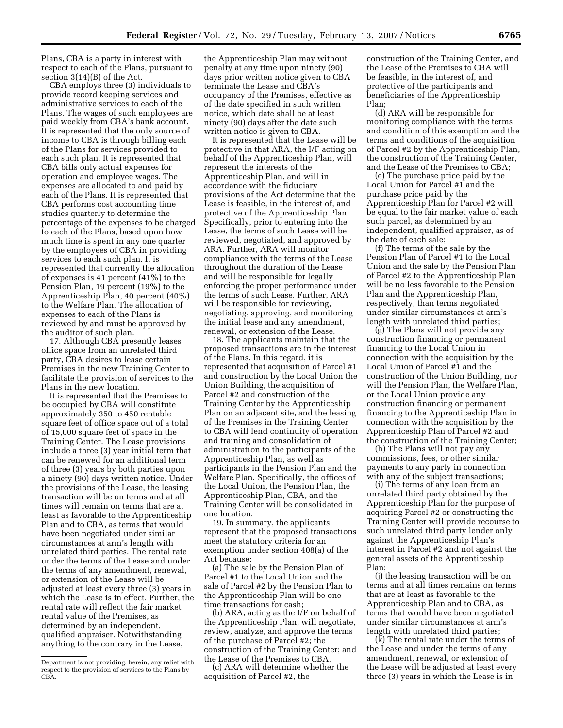Plans, CBA is a party in interest with respect to each of the Plans, pursuant to section 3(14)(B) of the Act.

CBA employs three (3) individuals to provide record keeping services and administrative services to each of the Plans. The wages of such employees are paid weekly from CBA's bank account. It is represented that the only source of income to CBA is through billing each of the Plans for services provided to each such plan. It is represented that CBA bills only actual expenses for operation and employee wages. The expenses are allocated to and paid by each of the Plans. It is represented that CBA performs cost accounting time studies quarterly to determine the percentage of the expenses to be charged to each of the Plans, based upon how much time is spent in any one quarter by the employees of CBA in providing services to each such plan. It is represented that currently the allocation of expenses is 41 percent (41%) to the Pension Plan, 19 percent (19%) to the Apprenticeship Plan, 40 percent (40%) to the Welfare Plan. The allocation of expenses to each of the Plans is reviewed by and must be approved by the auditor of such plan.

17. Although CBA presently leases office space from an unrelated third party, CBA desires to lease certain Premises in the new Training Center to facilitate the provision of services to the Plans in the new location.

It is represented that the Premises to be occupied by CBA will constitute approximately 350 to 450 rentable square feet of office space out of a total of 15,000 square feet of space in the Training Center. The Lease provisions include a three (3) year initial term that can be renewed for an additional term of three (3) years by both parties upon a ninety (90) days written notice. Under the provisions of the Lease, the leasing transaction will be on terms and at all times will remain on terms that are at least as favorable to the Apprenticeship Plan and to CBA, as terms that would have been negotiated under similar circumstances at arm's length with unrelated third parties. The rental rate under the terms of the Lease and under the terms of any amendment, renewal, or extension of the Lease will be adjusted at least every three (3) years in which the Lease is in effect. Further, the rental rate will reflect the fair market rental value of the Premises, as determined by an independent, qualified appraiser. Notwithstanding anything to the contrary in the Lease, the Apprenticeship Plan may without penalty at any time upon ninety (90) days prior written notice given to CBA terminate the Lease and CBA's occupancy of the Premises, effective as of the date specified in such written notice, which date shall be at least ninety (90) days after the date such written notice is given to CBA.

It is represented that the Lease will be protective in that ARA, the I/F acting on behalf of the Apprenticeship Plan, will represent the interests of the Apprenticeship Plan, and will in accordance with the fiduciary provisions of the Act determine that the Lease is feasible, in the interest of, and protective of the Apprenticeship Plan. Specifically, prior to entering into the Lease, the terms of such Lease will be reviewed, negotiated, and approved by ARA. Further, ARA will monitor compliance with the terms of the Lease throughout the duration of the Lease and will be responsible for legally enforcing the proper performance under the terms of such Lease. Further, ARA will be responsible for reviewing, negotiating, approving, and monitoring the initial lease and any amendment, renewal, or extension of the Lease.

18. The applicants maintain that the proposed transactions are in the interest of the Plans. In this regard, it is represented that acquisition of Parcel #1 and construction by the Local Union the Union Building, the acquisition of Parcel #2 and construction of the Training Center by the Apprenticeship Plan on an adjacent site, and the leasing of the Premises in the Training Center to CBA will lend continuity of operation and training and consolidation of administration to the participants of the Apprenticeship Plan, as well as participants in the Pension Plan and the Welfare Plan. Specifically, the offices of the Local Union, the Pension Plan, the Apprenticeship Plan, CBA, and the Training Center will be consolidated in one location.

19. In summary, the applicants represent that the proposed transactions meet the statutory criteria for an exemption under section 408(a) of the Act because:

(a) The sale by the Pension Plan of Parcel #1 to the Local Union and the sale of Parcel #2 by the Pension Plan to the Apprenticeship Plan will be one-time transactions for cash;

(b) ARA, acting as the I/F on behalf of the Apprenticeship Plan, will negotiate, review, analyze, and approve the terms of the purchase of Parcel #2; the construction of the Training Center; and the Lease of the Premises to CBA.

(c) ARA will determine whether the acquisition of Parcel #2, the construction of the Training Center, and the Lease of the Premises to CBA will be feasible, in the interest of, and protective of the participants and beneficiaries of the Apprenticeship Plan;

(d) ARA will be responsible for monitoring compliance with the terms and condition of this exemption and the terms and conditions of the acquisition of Parcel #2 by the Apprenticeship Plan, the construction of the Training Center, and the Lease of the Premises to CBA;

(e) The purchase price paid by the Local Union for Parcel #1 and the purchase price paid by the Apprenticeship Plan for Parcel #2 will be equal to the fair market value of each such parcel, as determined by an independent, qualified appraiser, as of the date of each sale;

(f) The terms of the sale by the Pension Plan of Parcel #1 to the Local Union and the sale by the Pension Plan of Parcel #2 to the Apprenticeship Plan will be no less favorable to the Pension Plan and the Apprenticeship Plan, respectively, than terms negotiated under similar circumstances at arm's length with unrelated third parties;

(g) The Plans will not provide any construction financing or permanent financing to the Local Union in connection with the acquisition by the Local Union of Parcel #1 and the construction of the Union Building, nor will the Pension Plan, the Welfare Plan, or the Local Union provide any construction financing or permanent financing to the Apprenticeship Plan in connection with the acquisition by the Apprenticeship Plan of Parcel #2 and the construction of the Training Center;

(h) The Plans will not pay any commissions, fees, or other similar payments to any party in connection with any of the subject transactions;

(i) The terms of any loan from an unrelated third party obtained by the Apprenticeship Plan for the purpose of acquiring Parcel #2 or constructing the Training Center will provide recourse to such unrelated third party lender only against the Apprenticeship Plan's interest in Parcel #2 and not against the general assets of the Apprenticeship Plan;

(j) the leasing transaction will be on terms and at all times remains on terms that are at least as favorable to the Apprenticeship Plan and to CBA, as terms that would have been negotiated under similar circumstances at arm's length with unrelated third parties;

(k) The rental rate under the terms of the Lease and under the terms of any amendment, renewal, or extension of the Lease will be adjusted at least every three (3) years in which the Lease is in

Department is not providing, herein, any relief with respect to the provision of services to the Plans by CBA.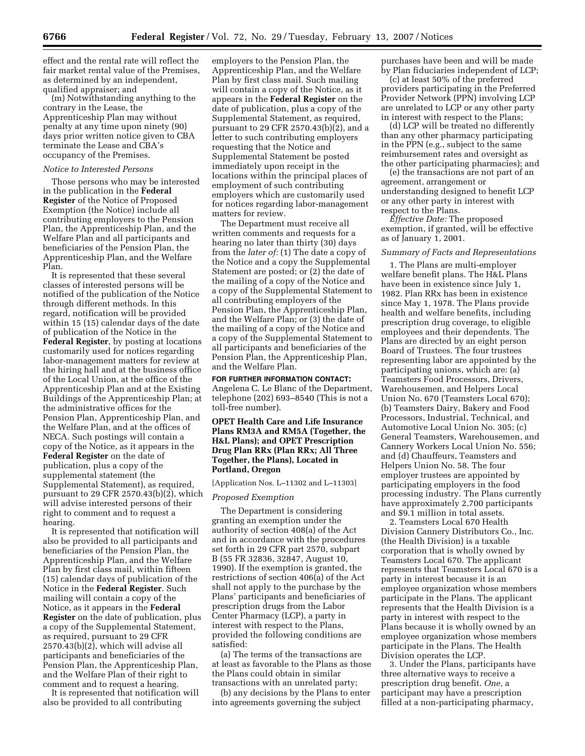effect and the rental rate will reflect the fair market rental value of the Premises, as determined by an independent, qualified appraiser; and

(m) Notwithstanding anything to the contrary in the Lease, the Apprenticeship Plan may without penalty at any time upon ninety (90) days prior written notice given to CBA terminate the Lease and CBA's occupancy of the Premises.

*Notice to Interested Persons*

Those persons who may be interested in the publication in the **Federal Register** of the Notice of Proposed Exemption (the Notice) include all contributing employers to the Pension Plan, the Apprenticeship Plan, and the Welfare Plan and all participants and beneficiaries of the Pension Plan, the Apprenticeship Plan, and the Welfare Plan.

It is represented that these several classes of interested persons will be notified of the publication of the Notice through different methods. In this regard, notification will be provided within 15 (15) calendar days of the date of publication of the Notice in the **Federal Register**, by posting at locations customarily used for notices regarding labor-management matters for review at the hiring hall and at the business office of the Local Union, at the office of the Apprenticeship Plan and at the Existing Buildings of the Apprenticeship Plan; at the administrative offices for the Pension Plan, Apprenticeship Plan, and the Welfare Plan, and at the offices of NECA. Such postings will contain a copy of the Notice, as it appears in the **Federal Register** on the date of publication, plus a copy of the supplemental statement (the Supplemental Statement), as required, pursuant to 29 CFR 2570.43(b)(2), which will advise interested persons of their right to comment and to request a hearing.

It is represented that notification will also be provided to all participants and beneficiaries of the Pension Plan, the Apprenticeship Plan, and the Welfare Plan by first class mail, within fifteen (15) calendar days of publication of the Notice in the **Federal Register**. Such mailing will contain a copy of the Notice, as it appears in the **Federal Register** on the date of publication, plus a copy of the Supplemental Statement, as required, pursuant to 29 CFR 2570.43(b)(2), which will advise all participants and beneficiaries of the Pension Plan, the Apprenticeship Plan, and the Welfare Plan of their right to comment and to request a hearing.

It is represented that notification will also be provided to all contributing employers to the Pension Plan, the Apprenticeship Plan, and the Welfare Plan by first class mail. Such mailing will contain a copy of the Notice, as it appears in the **Federal Register** on the date of publication, plus a copy of the Supplemental Statement, as required, pursuant to 29 CFR 2570.43(b)(2), and a letter to such contributing employers requesting that the Notice and Supplemental Statement be posted immediately upon receipt in the locations within the principal places of employment of such contributing employers which are customarily used for notices regarding labor-management matters for review.

The Department must receive all written comments and requests for a hearing no later than thirty (30) days from the *later of:* (1) The date a copy of the Notice and a copy the Supplemental Statement are posted; or (2) the date of the mailing of a copy of the Notice and a copy of the Supplemental Statement to all contributing employers of the Pension Plan, the Apprenticeship Plan, and the Welfare Plan; or (3) the date of the mailing of a copy of the Notice and a copy of the Supplemental Statement to all participants and beneficiaries of the Pension Plan, the Apprenticeship Plan, and the Welfare Plan.

**FOR FURTHER INFORMATION CONTACT:** Angelena C. Le Blanc of the Department, telephone (202) 693–8540 (This is not a toll-free number).

## OPET Health Care and Life Insurance Plans RM3A and RM5A (Together, the H&L Plans); and OPET Prescription Drug Plan RRx (Plan RRx; All Three Together, the Plans), Located in Portland, Oregon

[Application Nos. L–11302 and L–11303]

*Proposed Exemption*

The Department is considering granting an exemption under the authority of section 408(a) of the Act and in accordance with the procedures set forth in 29 CFR part 2570, subpart B (55 FR 32836, 32847, August 10, 1990). If the exemption is granted, the restrictions of section 406(a) of the Act shall not apply to the purchase by the Plans' participants and beneficiaries of prescription drugs from the Labor Center Pharmacy (LCP), a party in interest with respect to the Plans, provided the following conditions are satisfied:

(a) The terms of the transactions are at least as favorable to the Plans as those the Plans could obtain in similar transactions with an unrelated party;

(b) any decisions by the Plans to enter into agreements governing the subject purchases have been and will be made by Plan fiduciaries independent of LCP;

(c) at least 50% of the preferred providers participating in the Preferred Provider Network (PPN) involving LCP are unrelated to LCP or any other party in interest with respect to the Plans;

(d) LCP will be treated no differently than any other pharmacy participating in the PPN (e.g., subject to the same reimbursement rates and oversight as the other participating pharmacies); and

(e) the transactions are not part of an agreement, arrangement or understanding designed to benefit LCP or any other party in interest with respect to the Plans.

*Effective Date:* The proposed exemption, if granted, will be effective as of January 1, 2001.

*Summary of Facts and Representations*

1. The Plans are multi-employer welfare benefit plans. The H&L Plans have been in existence since July 1, 1982. Plan RRx has been in existence since May 1, 1978. The Plans provide health and welfare benefits, including prescription drug coverage, to eligible employees and their dependents. The Plans are directed by an eight person Board of Trustees. The four trustees representing labor are appointed by the participating unions, which are: (a) Teamsters Food Processors, Drivers, Warehousemen, and Helpers Local Union No. 670 (Teamsters Local 670); (b) Teamsters Dairy, Bakery and Food Processors, Industrial, Technical, and Automotive Local Union No. 305; (c) General Teamsters, Warehousemen, and Cannery Workers Local Union No. 556; and (d) Chauffeurs, Teamsters and Helpers Union No. 58. The four employer trustees are appointed by participating employers in the food processing industry. The Plans currently have approximately 2,700 participants and $9.1 million in total assets.

2. Teamsters Local 670 Health Division Cannery Distributors Co., Inc. (the Health Division) is a taxable corporation that is wholly owned by Teamsters Local 670. The applicant represents that Teamsters Local 670 is a party in interest because it is an employee organization whose members participate in the Plans. The applicant represents that the Health Division is a party in interest with respect to the Plans because it is wholly owned by an employee organization whose members participate in the Plans. The Health Division operates the LCP.

3. Under the Plans, participants have three alternative ways to receive a prescription drug benefit. *One,* a participant may have a prescription filled at a non-participating pharmacy,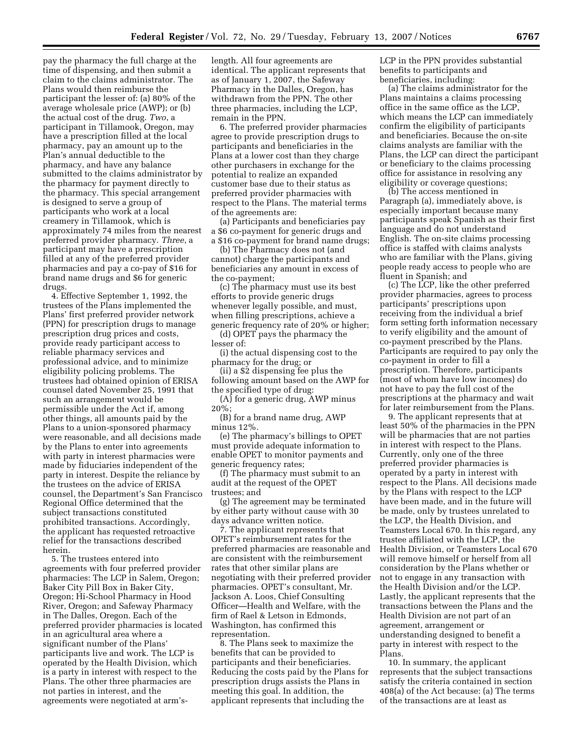pay the pharmacy the full charge at the time of dispensing, and then submit a claim to the claims administrator. The Plans would then reimburse the participant the lesser of: (a) 80% of the average wholesale price (AWP); or (b) the actual cost of the drug. *Two*, a participant in Tillamook, Oregon, may have a prescription filled at the local pharmacy, pay an amount up to the Plan's annual deductible to the pharmacy, and have any balance submitted to the claims administrator by the pharmacy for payment directly to the pharmacy. This special arrangement is designed to serve a group of participants who work at a local creamery in Tillamook, which is approximately 74 miles from the nearest preferred provider pharmacy. *Three*, a participant may have a prescription filled at any of the preferred provider pharmacies and pay a co-pay of $16 for brand name drugs and $6 for generic drugs.

4. Effective September 1, 1992, the trustees of the Plans implemented the Plans' first preferred provider network (PPN) for prescription drugs to manage prescription drug prices and costs, provide ready participant access to reliable pharmacy services and professional advice, and to minimize eligibility policing problems. The trustees had obtained opinion of ERISA counsel dated November 25, 1991 that such an arrangement would be permissible under the Act if, among other things, all amounts paid by the Plans to a union-sponsored pharmacy were reasonable, and all decisions made by the Plans to enter into agreements with party in interest pharmacies were made by fiduciaries independent of the party in interest. Despite the reliance by the trustees on the advice of ERISA counsel, the Department's San Francisco Regional Office determined that the subject transactions constituted prohibited transactions. Accordingly, the applicant has requested retroactive relief for the transactions described herein.

5. The trustees entered into agreements with four preferred provider pharmacies: The LCP in Salem, Oregon; Baker City Pill Box in Baker City, Oregon; Hi-School Pharmacy in Hood River, Oregon; and Safeway Pharmacy in The Dalles, Oregon. Each of the preferred provider pharmacies is located in an agricultural area where a significant number of the Plans' participants live and work. The LCP is operated by the Health Division, which is a party in interest with respect to the Plans. The other three pharmacies are not parties in interest, and the agreements were negotiated at arm's-length. All four agreements are identical. The applicant represents that as of January 1, 2007, the Safeway Pharmacy in the Dalles, Oregon, has withdrawn from the PPN. The other three pharmacies, including the LCP, remain in the PPN.

6. The preferred provider pharmacies agree to provide prescription drugs to participants and beneficiaries in the Plans at a lower cost than they charge other purchasers in exchange for the potential to realize an expanded customer base due to their status as preferred provider pharmacies with respect to the Plans. The material terms of the agreements are:

(a) Participants and beneficiaries pay a $6 co-payment for generic drugs and a $16 co-payment for brand name drugs;

(b) The Pharmacy does not (and cannot) charge the participants and beneficiaries any amount in excess of the co-payment;

(c) The pharmacy must use its best efforts to provide generic drugs whenever legally possible, and must, when filling prescriptions, achieve a generic frequency rate of 20% or higher;

(d) OPET pays the pharmacy the lesser of:

(i) the actual dispensing cost to the pharmacy for the drug; or

(ii) a $2 dispensing fee plus the following amount based on the AWP for the specified type of drug:

(A) for a generic drug, AWP minus 20%;

(B) for a brand name drug, AWP minus 12%.

(e) The pharmacy's billings to OPET must provide adequate information to enable OPET to monitor payments and generic frequency rates;

(f) The pharmacy must submit to an audit at the request of the OPET trustees; and

(g) The agreement may be terminated by either party without cause with 30 days advance written notice.

7. The applicant represents that OPET's reimbursement rates for the preferred pharmacies are reasonable and are consistent with the reimbursement rates that other similar plans are negotiating with their preferred provider pharmacies. OPET's consultant, Mr. Jackson A. Loos, Chief Consulting Officer—Health and Welfare, with the firm of Rael & Letson in Edmonds, Washington, has confirmed this representation.

8. The Plans seek to maximize the benefits that can be provided to participants and their beneficiaries. Reducing the costs paid by the Plans for prescription drugs assists the Plans in meeting this goal. In addition, the applicant represents that including the LCP in the PPN provides substantial benefits to participants and beneficiaries, including:

(a) The claims administrator for the Plans maintains a claims processing office in the same office as the LCP, which means the LCP can immediately confirm the eligibility of participants and beneficiaries. Because the on-site claims analysts are familiar with the Plans, the LCP can direct the participant or beneficiary to the claims processing office for assistance in resolving any eligibility or coverage questions;

(b) The access mentioned in Paragraph (a), immediately above, is especially important because many participants speak Spanish as their first language and do not understand English. The on-site claims processing office is staffed with claims analysts who are familiar with the Plans, giving people ready access to people who are fluent in Spanish; and

(c) The LCP, like the other preferred provider pharmacies, agrees to process participants' prescriptions upon receiving from the individual a brief form setting forth information necessary to verify eligibility and the amount of co-payment prescribed by the Plans. Participants are required to pay only the co-payment in order to fill a prescription. Therefore, participants (most of whom have low incomes) do not have to pay the full cost of the prescriptions at the pharmacy and wait for later reimbursement from the Plans.

9. The applicant represents that at least 50% of the pharmacies in the PPN will be pharmacies that are not parties in interest with respect to the Plans. Currently, only one of the three preferred provider pharmacies is operated by a party in interest with respect to the Plans. All decisions made by the Plans with respect to the LCP have been made, and in the future will be made, only by trustees unrelated to the LCP, the Health Division, and Teamsters Local 670. In this regard, any trustee affiliated with the LCP, the Health Division, or Teamsters Local 670 will remove himself or herself from all consideration by the Plans whether or not to engage in any transaction with the Health Division and/or the LCP. Lastly, the applicant represents that the transactions between the Plans and the Health Division are not part of an agreement, arrangement or understanding designed to benefit a party in interest with respect to the Plans.

10. In summary, the applicant represents that the subject transactions satisfy the criteria contained in section 408(a) of the Act because: (a) The terms of the transactions are at least as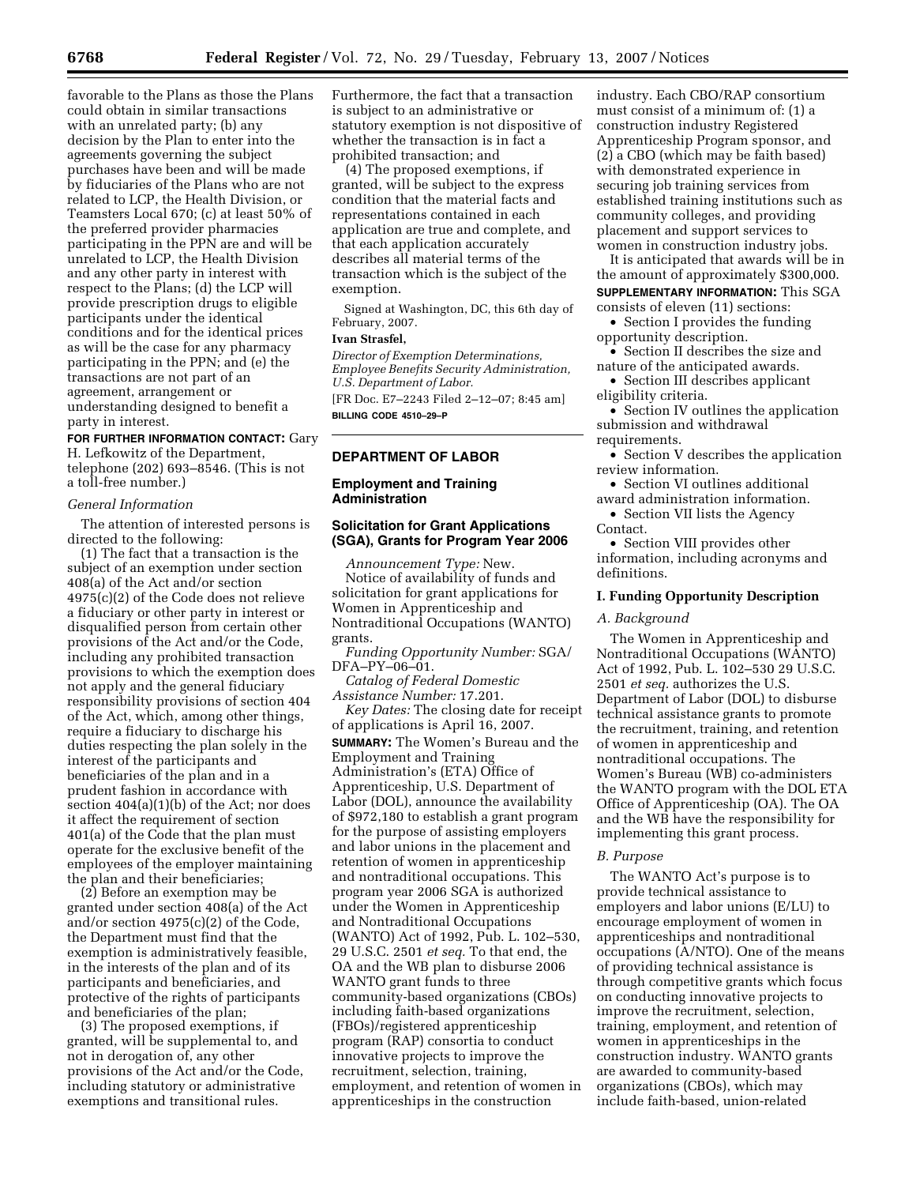favorable to the Plans as those the Plans could obtain in similar transactions with an unrelated party; (b) any decision by the Plan to enter into the agreements governing the subject purchases have been and will be made by fiduciaries of the Plans who are not related to LCP, the Health Division, or Teamsters Local 670; (c) at least 50% of the preferred provider pharmacies participating in the PPN are and will be unrelated to LCP, the Health Division and any other party in interest with respect to the Plans; (d) the LCP will provide prescription drugs to eligible participants under the identical conditions and for the identical prices as will be the case for any pharmacy participating in the PPN; and (e) the transactions are not part of an agreement, arrangement or understanding designed to benefit a party in interest.

**FOR FURTHER INFORMATION CONTACT:** Gary H. Lefkowitz of the Department, telephone (202) 693–8546. (This is not a toll-free number.)

*General Information*

The attention of interested persons is directed to the following:

(1) The fact that a transaction is the subject of an exemption under section 408(a) of the Act and/or section 4975(c)(2) of the Code does not relieve a fiduciary or other party in interest or disqualified person from certain other provisions of the Act and/or the Code, including any prohibited transaction provisions to which the exemption does not apply and the general fiduciary responsibility provisions of section 404 of the Act, which, among other things, require a fiduciary to discharge his duties respecting the plan solely in the interest of the participants and beneficiaries of the plan and in a prudent fashion in accordance with section 404(a)(1)(b) of the Act; nor does it affect the requirement of section 401(a) of the Code that the plan must operate for the exclusive benefit of the employees of the employer maintaining the plan and their beneficiaries;

(2) Before an exemption may be granted under section 408(a) of the Act and/or section 4975(c)(2) of the Code, the Department must find that the exemption is administratively feasible, in the interests of the plan and of its participants and beneficiaries, and protective of the rights of participants and beneficiaries of the plan;

(3) The proposed exemptions, if granted, will be supplemental to, and not in derogation of, any other provisions of the Act and/or the Code, including statutory or administrative exemptions and transitional rules. Furthermore, the fact that a transaction is subject to an administrative or statutory exemption is not dispositive of whether the transaction is in fact a prohibited transaction; and

(4) The proposed exemptions, if granted, will be subject to the express condition that the material facts and representations contained in each application are true and complete, and that each application accurately describes all material terms of the transaction which is the subject of the exemption.

Signed at Washington, DC, this 6th day of February, 2007.

**Ivan Strasfel,**

*Director of Exemption Determinations, Employee Benefits Security Administration, U.S. Department of Labor.*

[FR Doc. E7–2243 Filed 2–12–07; 8:45 am]

**BILLING CODE 4510–29–P**

## DEPARTMENT OF LABOR

### Employment and Training Administration

### Solicitation for Grant Applications (SGA), Grants for Program Year 2006

*Announcement Type:* New.

Notice of availability of funds and solicitation for grant applications for Women in Apprenticeship and Nontraditional Occupations (WANTO) grants.

*Funding Opportunity Number:* SGA/DFA–PY–06–01.

*Catalog of Federal Domestic Assistance Number:* 17.201.

*Key Dates:* The closing date for receipt of applications is April 16, 2007.

**SUMMARY:** The Women's Bureau and the Employment and Training Administration's (ETA) Office of Apprenticeship, U.S. Department of Labor (DOL), announce the availability of $972,180 to establish a grant program for the purpose of assisting employers and labor unions in the placement and retention of women in apprenticeship and nontraditional occupations. This program year 2006 SGA is authorized under the Women in Apprenticeship and Nontraditional Occupations (WANTO) Act of 1992, Pub. L. 102–530, 29 U.S.C. 2501 *et seq.* To that end, the OA and the WB plan to disburse 2006 WANTO grant funds to three community-based organizations (CBOs) including faith-based organizations (FBOs)/registered apprenticeship program (RAP) consortia to conduct innovative projects to improve the recruitment, selection, training, employment, and retention of women in apprenticeships in the construction industry. Each CBO/RAP consortium must consist of a minimum of: (1) a construction industry Registered Apprenticeship Program sponsor, and (2) a CBO (which may be faith based) with demonstrated experience in securing job training services from established training institutions such as community colleges, and providing placement and support services to women in construction industry jobs.

It is anticipated that awards will be in the amount of approximately $300,000.

**SUPPLEMENTARY INFORMATION:** This SGA consists of eleven (11) sections:

- Section I provides the funding opportunity description.
- Section II describes the size and nature of the anticipated awards.
- Section III describes applicant eligibility criteria.
- Section IV outlines the application submission and withdrawal requirements.
- Section V describes the application review information.
- Section VI outlines additional award administration information.
- Section VII lists the Agency Contact.
- Section VIII provides other information, including acronyms and definitions.

### I. Funding Opportunity Description

*A. Background*

The Women in Apprenticeship and Nontraditional Occupations (WANTO) Act of 1992, Pub. L. 102–530 29 U.S.C. 2501 *et seq.* authorizes the U.S. Department of Labor (DOL) to disburse technical assistance grants to promote the recruitment, training, and retention of women in apprenticeship and nontraditional occupations. The Women's Bureau (WB) co-administers the WANTO program with the DOL ETA Office of Apprenticeship (OA). The OA and the WB have the responsibility for implementing this grant process.

*B. Purpose*

The WANTO Act's purpose is to provide technical assistance to employers and labor unions (E/LU) to encourage employment of women in apprenticeships and nontraditional occupations (A/NTO). One of the means of providing technical assistance is through competitive grants which focus on conducting innovative projects to improve the recruitment, selection, training, employment, and retention of women in apprenticeships in the construction industry. WANTO grants are awarded to community-based organizations (CBOs), which may include faith-based, union-related